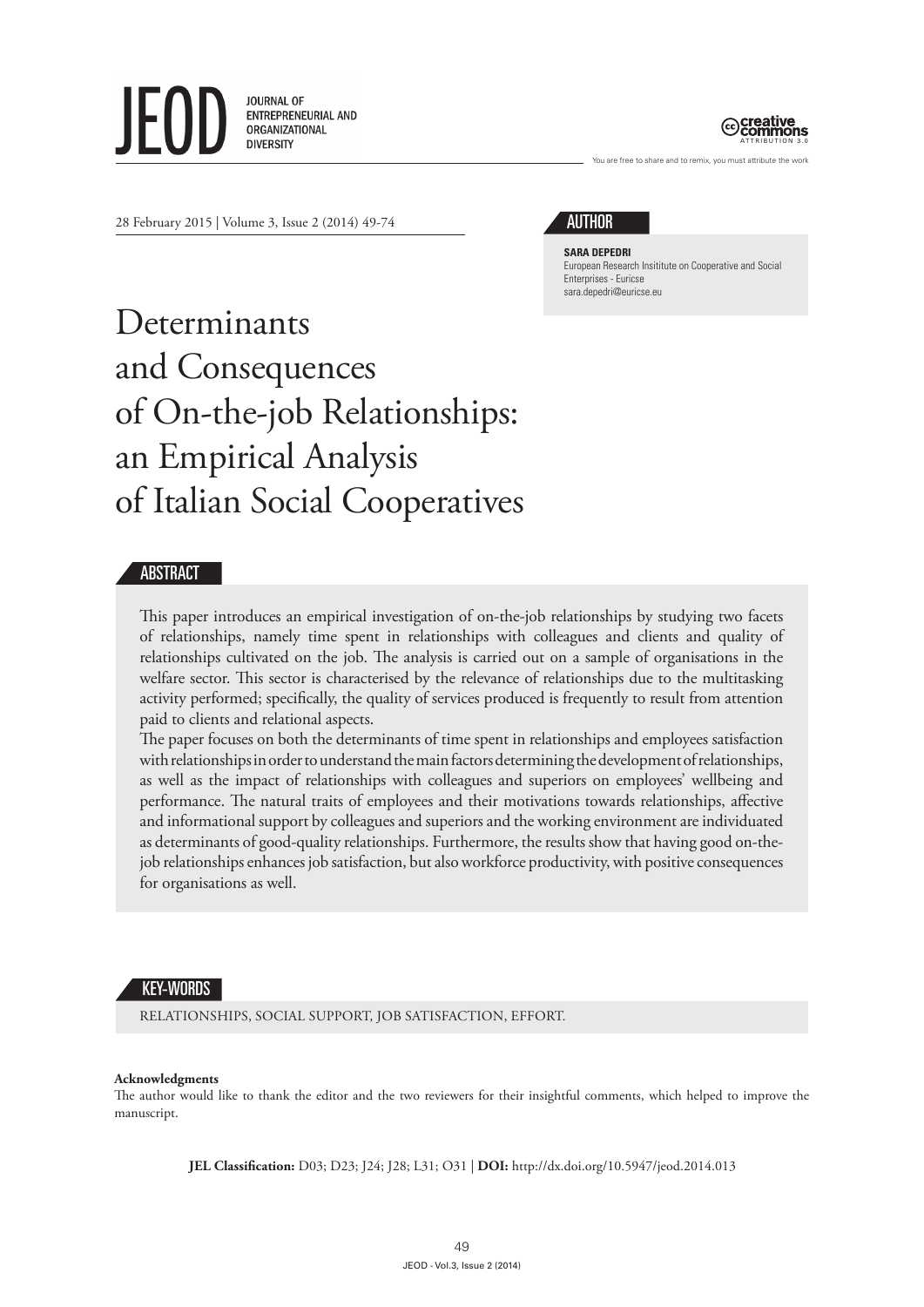28 February 2015 | Volume 3, Issue 2 (2014) 49-74

## AUTHOR

**SARA DEPEDRI**
European Research Insititute on Cooperative and Social Enterprises - Euricse
sara.depedri@euricse.eu

# Determinants and Consequences of On-the-job Relationships: an Empirical Analysis of Italian Social Cooperatives

## ABSTRACT

This paper introduces an empirical investigation of on-the-job relationships by studying two facets of relationships, namely time spent in relationships with colleagues and clients and quality of relationships cultivated on the job. The analysis is carried out on a sample of organisations in the welfare sector. This sector is characterised by the relevance of relationships due to the multitasking activity performed; specifically, the quality of services produced is frequently to result from attention paid to clients and relational aspects.

The paper focuses on both the determinants of time spent in relationships and employees satisfaction with relationships in order to understand the main factors determining the development of relationships, as well as the impact of relationships with colleagues and superiors on employees' wellbeing and performance. The natural traits of employees and their motivations towards relationships, affective and informational support by colleagues and superiors and the working environment are individuated as determinants of good-quality relationships. Furthermore, the results show that having good on-the-job relationships enhances job satisfaction, but also workforce productivity, with positive consequences for organisations as well.

## KEY-WORDS

RELATIONSHIPS, SOCIAL SUPPORT, JOB SATISFACTION, EFFORT.

**Acknowledgments**
The author would like to thank the editor and the two reviewers for their insightful comments, which helped to improve the manuscript.

**JEL Classification:** D03; D23; J24; J28; L31; O31 | **DOI:** http://dx.doi.org/10.5947/jeod.2014.013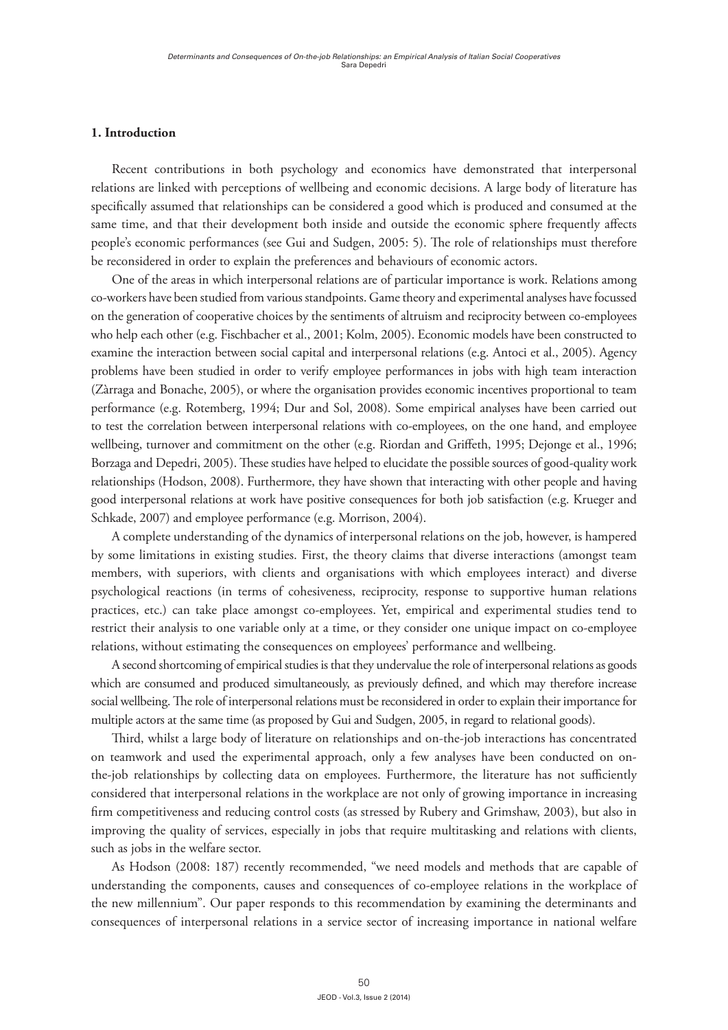## 1. Introduction

Recent contributions in both psychology and economics have demonstrated that interpersonal relations are linked with perceptions of wellbeing and economic decisions. A large body of literature has specifically assumed that relationships can be considered a good which is produced and consumed at the same time, and that their development both inside and outside the economic sphere frequently affects people's economic performances (see Gui and Sudgen, 2005: 5). The role of relationships must therefore be reconsidered in order to explain the preferences and behaviours of economic actors.

One of the areas in which interpersonal relations are of particular importance is work. Relations among co-workers have been studied from various standpoints. Game theory and experimental analyses have focussed on the generation of cooperative choices by the sentiments of altruism and reciprocity between co-employees who help each other (e.g. Fischbacher et al., 2001; Kolm, 2005). Economic models have been constructed to examine the interaction between social capital and interpersonal relations (e.g. Antoci et al., 2005). Agency problems have been studied in order to verify employee performances in jobs with high team interaction (Zàrraga and Bonache, 2005), or where the organisation provides economic incentives proportional to team performance (e.g. Rotemberg, 1994; Dur and Sol, 2008). Some empirical analyses have been carried out to test the correlation between interpersonal relations with co-employees, on the one hand, and employee wellbeing, turnover and commitment on the other (e.g. Riordan and Griffeth, 1995; Dejonge et al., 1996; Borzaga and Depedri, 2005). These studies have helped to elucidate the possible sources of good-quality work relationships (Hodson, 2008). Furthermore, they have shown that interacting with other people and having good interpersonal relations at work have positive consequences for both job satisfaction (e.g. Krueger and Schkade, 2007) and employee performance (e.g. Morrison, 2004).

A complete understanding of the dynamics of interpersonal relations on the job, however, is hampered by some limitations in existing studies. First, the theory claims that diverse interactions (amongst team members, with superiors, with clients and organisations with which employees interact) and diverse psychological reactions (in terms of cohesiveness, reciprocity, response to supportive human relations practices, etc.) can take place amongst co-employees. Yet, empirical and experimental studies tend to restrict their analysis to one variable only at a time, or they consider one unique impact on co-employee relations, without estimating the consequences on employees' performance and wellbeing.

A second shortcoming of empirical studies is that they undervalue the role of interpersonal relations as goods which are consumed and produced simultaneously, as previously defined, and which may therefore increase social wellbeing. The role of interpersonal relations must be reconsidered in order to explain their importance for multiple actors at the same time (as proposed by Gui and Sudgen, 2005, in regard to relational goods).

Third, whilst a large body of literature on relationships and on-the-job interactions has concentrated on teamwork and used the experimental approach, only a few analyses have been conducted on on-the-job relationships by collecting data on employees. Furthermore, the literature has not sufficiently considered that interpersonal relations in the workplace are not only of growing importance in increasing firm competitiveness and reducing control costs (as stressed by Rubery and Grimshaw, 2003), but also in improving the quality of services, especially in jobs that require multitasking and relations with clients, such as jobs in the welfare sector.

As Hodson (2008: 187) recently recommended, "we need models and methods that are capable of understanding the components, causes and consequences of co-employee relations in the workplace of the new millennium". Our paper responds to this recommendation by examining the determinants and consequences of interpersonal relations in a service sector of increasing importance in national welfare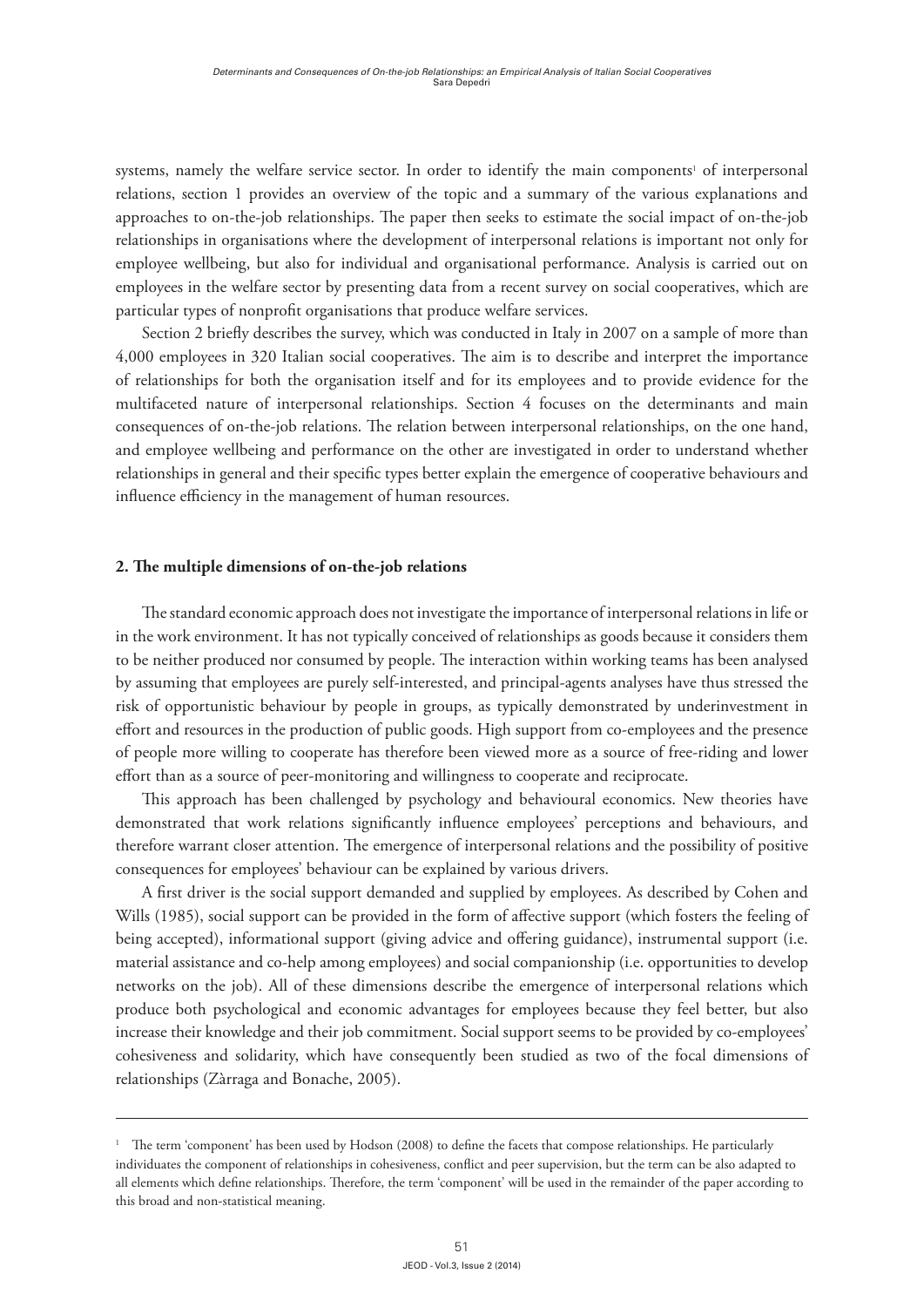systems, namely the welfare service sector. In order to identify the main components[1] of interpersonal relations, section 1 provides an overview of the topic and a summary of the various explanations and approaches to on-the-job relationships. The paper then seeks to estimate the social impact of on-the-job relationships in organisations where the development of interpersonal relations is important not only for employee wellbeing, but also for individual and organisational performance. Analysis is carried out on employees in the welfare sector by presenting data from a recent survey on social cooperatives, which are particular types of nonprofit organisations that produce welfare services.

Section 2 briefly describes the survey, which was conducted in Italy in 2007 on a sample of more than 4,000 employees in 320 Italian social cooperatives. The aim is to describe and interpret the importance of relationships for both the organisation itself and for its employees and to provide evidence for the multifaceted nature of interpersonal relationships. Section 4 focuses on the determinants and main consequences of on-the-job relations. The relation between interpersonal relationships, on the one hand, and employee wellbeing and performance on the other are investigated in order to understand whether relationships in general and their specific types better explain the emergence of cooperative behaviours and influence efficiency in the management of human resources.

## 2. The multiple dimensions of on-the-job relations

The standard economic approach does not investigate the importance of interpersonal relations in life or in the work environment. It has not typically conceived of relationships as goods because it considers them to be neither produced nor consumed by people. The interaction within working teams has been analysed by assuming that employees are purely self-interested, and principal-agents analyses have thus stressed the risk of opportunistic behaviour by people in groups, as typically demonstrated by underinvestment in effort and resources in the production of public goods. High support from co-employees and the presence of people more willing to cooperate has therefore been viewed more as a source of free-riding and lower effort than as a source of peer-monitoring and willingness to cooperate and reciprocate.

This approach has been challenged by psychology and behavioural economics. New theories have demonstrated that work relations significantly influence employees' perceptions and behaviours, and therefore warrant closer attention. The emergence of interpersonal relations and the possibility of positive consequences for employees' behaviour can be explained by various drivers.

A first driver is the social support demanded and supplied by employees. As described by Cohen and Wills (1985), social support can be provided in the form of affective support (which fosters the feeling of being accepted), informational support (giving advice and offering guidance), instrumental support (i.e. material assistance and co-help among employees) and social companionship (i.e. opportunities to develop networks on the job). All of these dimensions describe the emergence of interpersonal relations which produce both psychological and economic advantages for employees because they feel better, but also increase their knowledge and their job commitment. Social support seems to be provided by co-employees' cohesiveness and solidarity, which have consequently been studied as two of the focal dimensions of relationships (Zàrraga and Bonache, 2005).

---

[1] The term 'component' has been used by Hodson (2008) to define the facets that compose relationships. He particularly individuates the component of relationships in cohesiveness, conflict and peer supervision, but the term can be also adapted to all elements which define relationships. Therefore, the term 'component' will be used in the remainder of the paper according to this broad and non-statistical meaning.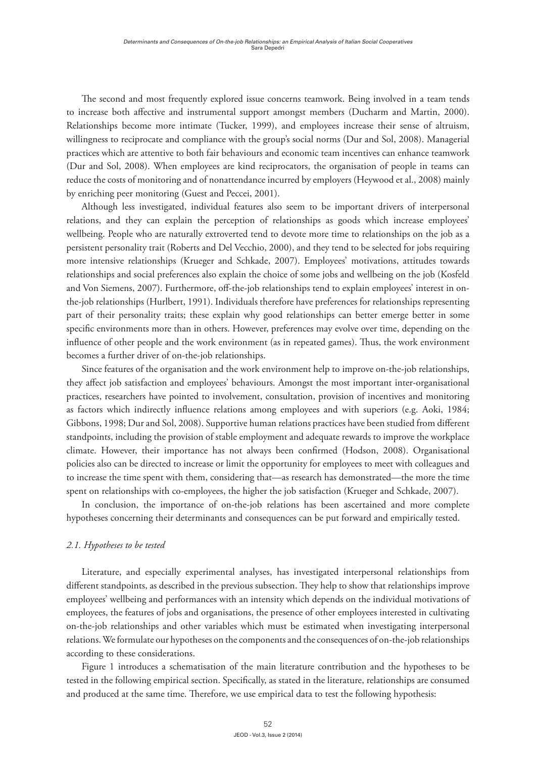The second and most frequently explored issue concerns teamwork. Being involved in a team tends to increase both affective and instrumental support amongst members (Ducharm and Martin, 2000). Relationships become more intimate (Tucker, 1999), and employees increase their sense of altruism, willingness to reciprocate and compliance with the group's social norms (Dur and Sol, 2008). Managerial practices which are attentive to both fair behaviours and economic team incentives can enhance teamwork (Dur and Sol, 2008). When employees are kind reciprocators, the organisation of people in teams can reduce the costs of monitoring and of nonattendance incurred by employers (Heywood et al., 2008) mainly by enriching peer monitoring (Guest and Peccei, 2001).

Although less investigated, individual features also seem to be important drivers of interpersonal relations, and they can explain the perception of relationships as goods which increase employees' wellbeing. People who are naturally extroverted tend to devote more time to relationships on the job as a persistent personality trait (Roberts and Del Vecchio, 2000), and they tend to be selected for jobs requiring more intensive relationships (Krueger and Schkade, 2007). Employees' motivations, attitudes towards relationships and social preferences also explain the choice of some jobs and wellbeing on the job (Kosfeld and Von Siemens, 2007). Furthermore, off-the-job relationships tend to explain employees' interest in on-the-job relationships (Hurlbert, 1991). Individuals therefore have preferences for relationships representing part of their personality traits; these explain why good relationships can better emerge better in some specific environments more than in others. However, preferences may evolve over time, depending on the influence of other people and the work environment (as in repeated games). Thus, the work environment becomes a further driver of on-the-job relationships.

Since features of the organisation and the work environment help to improve on-the-job relationships, they affect job satisfaction and employees' behaviours. Amongst the most important inter-organisational practices, researchers have pointed to involvement, consultation, provision of incentives and monitoring as factors which indirectly influence relations among employees and with superiors (e.g. Aoki, 1984; Gibbons, 1998; Dur and Sol, 2008). Supportive human relations practices have been studied from different standpoints, including the provision of stable employment and adequate rewards to improve the workplace climate. However, their importance has not always been confirmed (Hodson, 2008). Organisational policies also can be directed to increase or limit the opportunity for employees to meet with colleagues and to increase the time spent with them, considering that—as research has demonstrated—the more the time spent on relationships with co-employees, the higher the job satisfaction (Krueger and Schkade, 2007).

In conclusion, the importance of on-the-job relations has been ascertained and more complete hypotheses concerning their determinants and consequences can be put forward and empirically tested.

### *2.1. Hypotheses to be tested*

Literature, and especially experimental analyses, has investigated interpersonal relationships from different standpoints, as described in the previous subsection. They help to show that relationships improve employees' wellbeing and performances with an intensity which depends on the individual motivations of employees, the features of jobs and organisations, the presence of other employees interested in cultivating on-the-job relationships and other variables which must be estimated when investigating interpersonal relations. We formulate our hypotheses on the components and the consequences of on-the-job relationships according to these considerations.

Figure 1 introduces a schematisation of the main literature contribution and the hypotheses to be tested in the following empirical section. Specifically, as stated in the literature, relationships are consumed and produced at the same time. Therefore, we use empirical data to test the following hypothesis: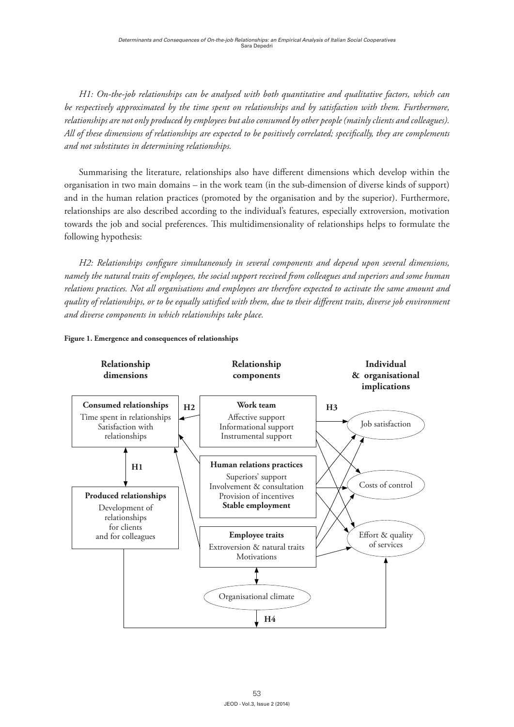*H1: On-the-job relationships can be analysed with both quantitative and qualitative factors, which can be respectively approximated by the time spent on relationships and by satisfaction with them. Furthermore, relationships are not only produced by employees but also consumed by other people (mainly clients and colleagues). All of these dimensions of relationships are expected to be positively correlated; specifically, they are complements and not substitutes in determining relationships.*

Summarising the literature, relationships also have different dimensions which develop within the organisation in two main domains – in the work team (in the sub-dimension of diverse kinds of support) and in the human relation practices (promoted by the organisation and by the superior). Furthermore, relationships are also described according to the individual's features, especially extroversion, motivation towards the job and social preferences. This multidimensionality of relationships helps to formulate the following hypothesis:

*H2: Relationships configure simultaneously in several components and depend upon several dimensions, namely the natural traits of employees, the social support received from colleagues and superiors and some human relations practices. Not all organisations and employees are therefore expected to activate the same amount and quality of relationships, or to be equally satisfied with them, due to their different traits, diverse job environment and diverse components in which relationships take place.*

**Figure 1. Emergence and consequences of relationships**

| Relationship dimensions | Relationship components | Individual & organisational implications |
|---|---|---|
| **Consumed relationships**: Time spent in relationships; Satisfaction with relationships | **Work team**: Affective support; Informational support; Instrumental support | Job satisfaction |
| H1 | **Human relations practices**: Superiors' support; Involvement & consultation; Provision of incentives; **Stable employment** | Costs of control |
| **Produced relationships**: Development of relationships for clients and for colleagues | **Employee traits**: Extroversion & natural traits; Motivations | Effort & quality of services |
| | Organisational climate | |

Arrows: H2 (components → consumed relationships); H3 (components → implications); H4 (organisational climate / produced relationships → effort & quality of services).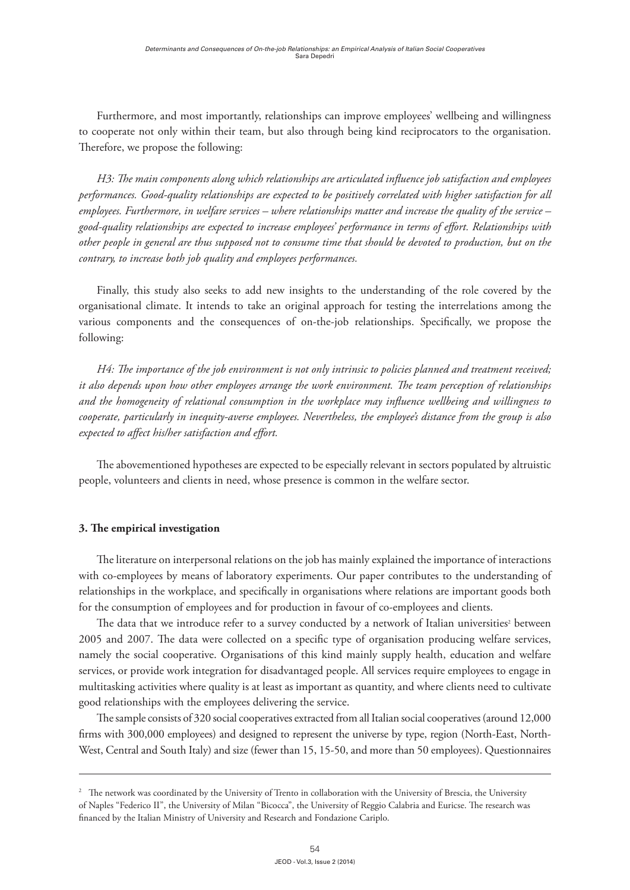Furthermore, and most importantly, relationships can improve employees' wellbeing and willingness to cooperate not only within their team, but also through being kind reciprocators to the organisation. Therefore, we propose the following:

*H3: The main components along which relationships are articulated influence job satisfaction and employees performances. Good-quality relationships are expected to be positively correlated with higher satisfaction for all employees. Furthermore, in welfare services – where relationships matter and increase the quality of the service – good-quality relationships are expected to increase employees' performance in terms of effort. Relationships with other people in general are thus supposed not to consume time that should be devoted to production, but on the contrary, to increase both job quality and employees performances.*

Finally, this study also seeks to add new insights to the understanding of the role covered by the organisational climate. It intends to take an original approach for testing the interrelations among the various components and the consequences of on-the-job relationships. Specifically, we propose the following:

*H4: The importance of the job environment is not only intrinsic to policies planned and treatment received; it also depends upon how other employees arrange the work environment. The team perception of relationships and the homogeneity of relational consumption in the workplace may influence wellbeing and willingness to cooperate, particularly in inequity-averse employees. Nevertheless, the employee's distance from the group is also expected to affect his/her satisfaction and effort.*

The abovementioned hypotheses are expected to be especially relevant in sectors populated by altruistic people, volunteers and clients in need, whose presence is common in the welfare sector.

### 3. The empirical investigation

The literature on interpersonal relations on the job has mainly explained the importance of interactions with co-employees by means of laboratory experiments. Our paper contributes to the understanding of relationships in the workplace, and specifically in organisations where relations are important goods both for the consumption of employees and for production in favour of co-employees and clients.

The data that we introduce refer to a survey conducted by a network of Italian universities[2] between 2005 and 2007. The data were collected on a specific type of organisation producing welfare services, namely the social cooperative. Organisations of this kind mainly supply health, education and welfare services, or provide work integration for disadvantaged people. All services require employees to engage in multitasking activities where quality is at least as important as quantity, and where clients need to cultivate good relationships with the employees delivering the service.

The sample consists of 320 social cooperatives extracted from all Italian social cooperatives (around 12,000 firms with 300,000 employees) and designed to represent the universe by type, region (North-East, North-West, Central and South Italy) and size (fewer than 15, 15-50, and more than 50 employees). Questionnaires

---

[2] The network was coordinated by the University of Trento in collaboration with the University of Brescia, the University of Naples "Federico II", the University of Milan "Bicocca", the University of Reggio Calabria and Euricse. The research was financed by the Italian Ministry of University and Research and Fondazione Cariplo.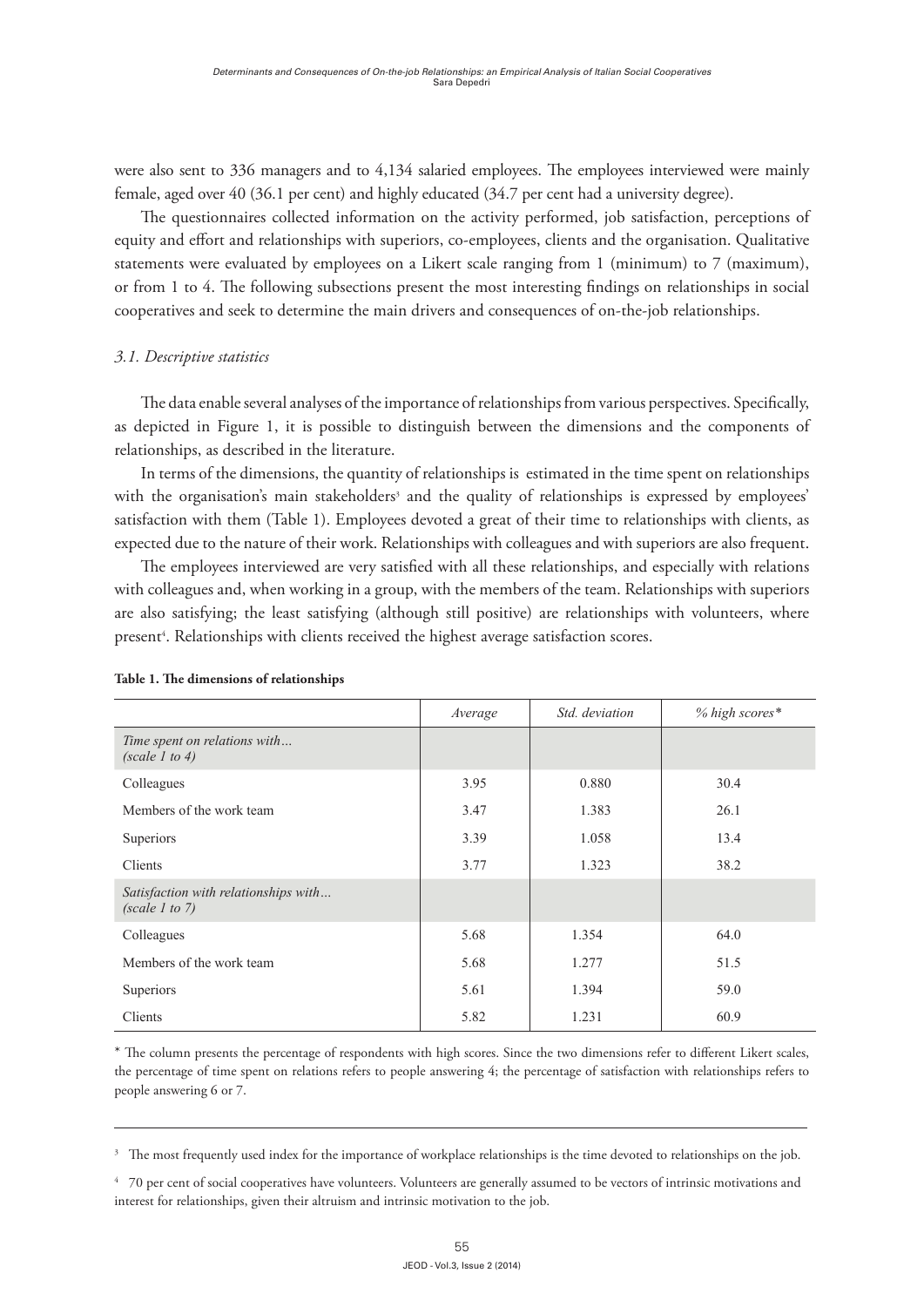were also sent to 336 managers and to 4,134 salaried employees. The employees interviewed were mainly female, aged over 40 (36.1 per cent) and highly educated (34.7 per cent had a university degree).

The questionnaires collected information on the activity performed, job satisfaction, perceptions of equity and effort and relationships with superiors, co-employees, clients and the organisation. Qualitative statements were evaluated by employees on a Likert scale ranging from 1 (minimum) to 7 (maximum), or from 1 to 4. The following subsections present the most interesting findings on relationships in social cooperatives and seek to determine the main drivers and consequences of on-the-job relationships.

### *3.1. Descriptive statistics*

The data enable several analyses of the importance of relationships from various perspectives. Specifically, as depicted in Figure 1, it is possible to distinguish between the dimensions and the components of relationships, as described in the literature.

In terms of the dimensions, the quantity of relationships is estimated in the time spent on relationships with the organisation's main stakeholders[3] and the quality of relationships is expressed by employees' satisfaction with them (Table 1). Employees devoted a great of their time to relationships with clients, as expected due to the nature of their work. Relationships with colleagues and with superiors are also frequent.

The employees interviewed are very satisfied with all these relationships, and especially with relations with colleagues and, when working in a group, with the members of the team. Relationships with superiors are also satisfying; the least satisfying (although still positive) are relationships with volunteers, where present[4]. Relationships with clients received the highest average satisfaction scores.

**Table 1. The dimensions of relationships**

| | *Average* | *Std. deviation* | *% high scores\** |
|---|---|---|---|
| *Time spent on relations with… (scale 1 to 4)* | | | |
| Colleagues | 3.95 | 0.880 | 30.4 |
| Members of the work team | 3.47 | 1.383 | 26.1 |
| Superiors | 3.39 | 1.058 | 13.4 |
| Clients | 3.77 | 1.323 | 38.2 |
| *Satisfaction with relationships with… (scale 1 to 7)* | | | |
| Colleagues | 5.68 | 1.354 | 64.0 |
| Members of the work team | 5.68 | 1.277 | 51.5 |
| Superiors | 5.61 | 1.394 | 59.0 |
| Clients | 5.82 | 1.231 | 60.9 |

\* The column presents the percentage of respondents with high scores. Since the two dimensions refer to different Likert scales, the percentage of time spent on relations refers to people answering 4; the percentage of satisfaction with relationships refers to people answering 6 or 7.

---

[3] The most frequently used index for the importance of workplace relationships is the time devoted to relationships on the job.

[4] 70 per cent of social cooperatives have volunteers. Volunteers are generally assumed to be vectors of intrinsic motivations and interest for relationships, given their altruism and intrinsic motivation to the job.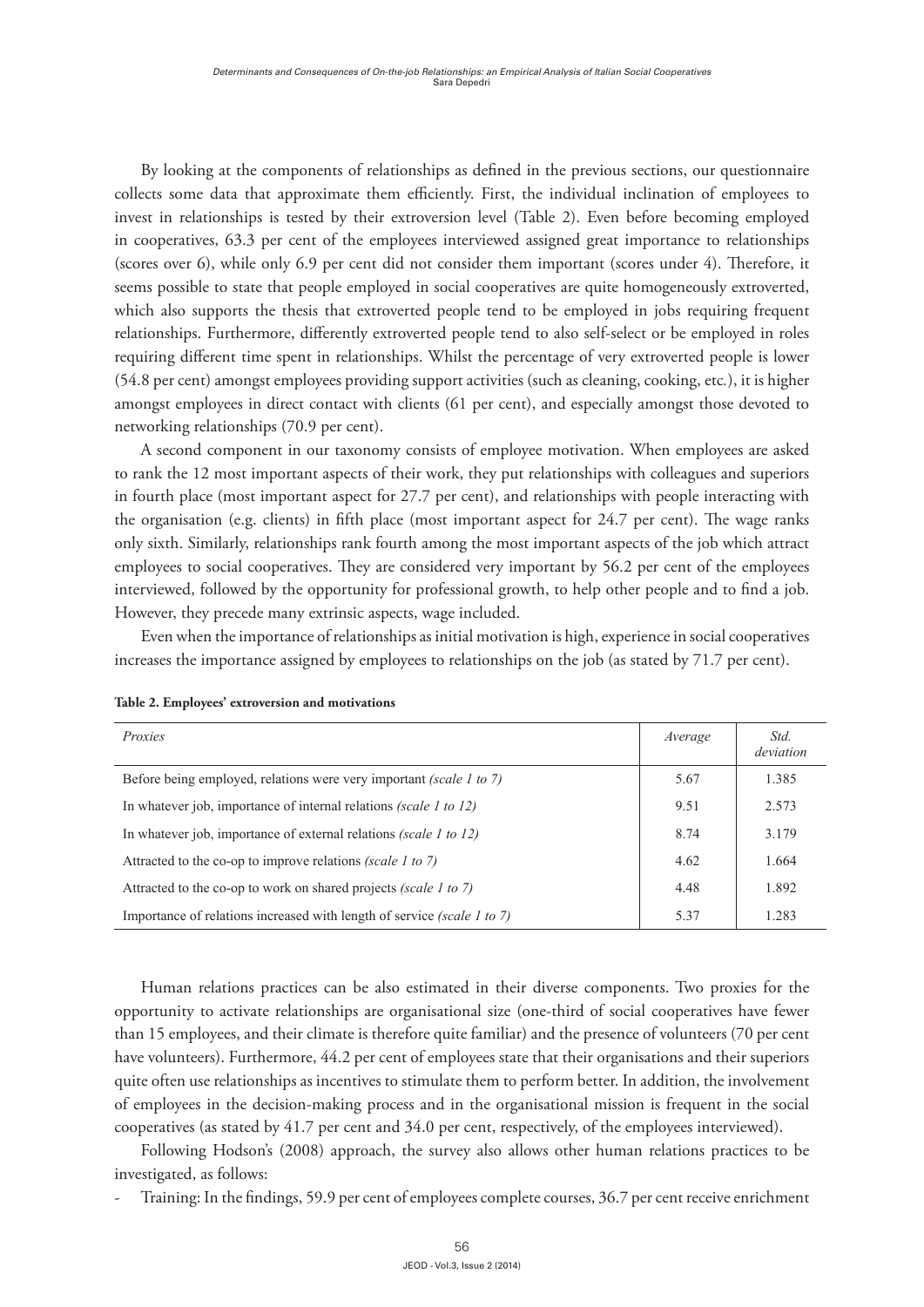By looking at the components of relationships as defined in the previous sections, our questionnaire collects some data that approximate them efficiently. First, the individual inclination of employees to invest in relationships is tested by their extroversion level (Table 2). Even before becoming employed in cooperatives, 63.3 per cent of the employees interviewed assigned great importance to relationships (scores over 6), while only 6.9 per cent did not consider them important (scores under 4). Therefore, it seems possible to state that people employed in social cooperatives are quite homogeneously extroverted, which also supports the thesis that extroverted people tend to be employed in jobs requiring frequent relationships. Furthermore, differently extroverted people tend to also self-select or be employed in roles requiring different time spent in relationships. Whilst the percentage of very extroverted people is lower (54.8 per cent) amongst employees providing support activities (such as cleaning, cooking, etc.), it is higher amongst employees in direct contact with clients (61 per cent), and especially amongst those devoted to networking relationships (70.9 per cent).

A second component in our taxonomy consists of employee motivation. When employees are asked to rank the 12 most important aspects of their work, they put relationships with colleagues and superiors in fourth place (most important aspect for 27.7 per cent), and relationships with people interacting with the organisation (e.g. clients) in fifth place (most important aspect for 24.7 per cent). The wage ranks only sixth. Similarly, relationships rank fourth among the most important aspects of the job which attract employees to social cooperatives. They are considered very important by 56.2 per cent of the employees interviewed, followed by the opportunity for professional growth, to help other people and to find a job. However, they precede many extrinsic aspects, wage included.

Even when the importance of relationships as initial motivation is high, experience in social cooperatives increases the importance assigned by employees to relationships on the job (as stated by 71.7 per cent).

**Table 2. Employees' extroversion and motivations**

| *Proxies* | *Average* | *Std. deviation* |
|---|---|---|
| Before being employed, relations were very important *(scale 1 to 7)* | 5.67 | 1.385 |
| In whatever job, importance of internal relations *(scale 1 to 12)* | 9.51 | 2.573 |
| In whatever job, importance of external relations *(scale 1 to 12)* | 8.74 | 3.179 |
| Attracted to the co-op to improve relations *(scale 1 to 7)* | 4.62 | 1.664 |
| Attracted to the co-op to work on shared projects *(scale 1 to 7)* | 4.48 | 1.892 |
| Importance of relations increased with length of service *(scale 1 to 7)* | 5.37 | 1.283 |

Human relations practices can be also estimated in their diverse components. Two proxies for the opportunity to activate relationships are organisational size (one-third of social cooperatives have fewer than 15 employees, and their climate is therefore quite familiar) and the presence of volunteers (70 per cent have volunteers). Furthermore, 44.2 per cent of employees state that their organisations and their superiors quite often use relationships as incentives to stimulate them to perform better. In addition, the involvement of employees in the decision-making process and in the organisational mission is frequent in the social cooperatives (as stated by 41.7 per cent and 34.0 per cent, respectively, of the employees interviewed).

Following Hodson's (2008) approach, the survey also allows other human relations practices to be investigated, as follows:

- Training: In the findings, 59.9 per cent of employees complete courses, 36.7 per cent receive enrichment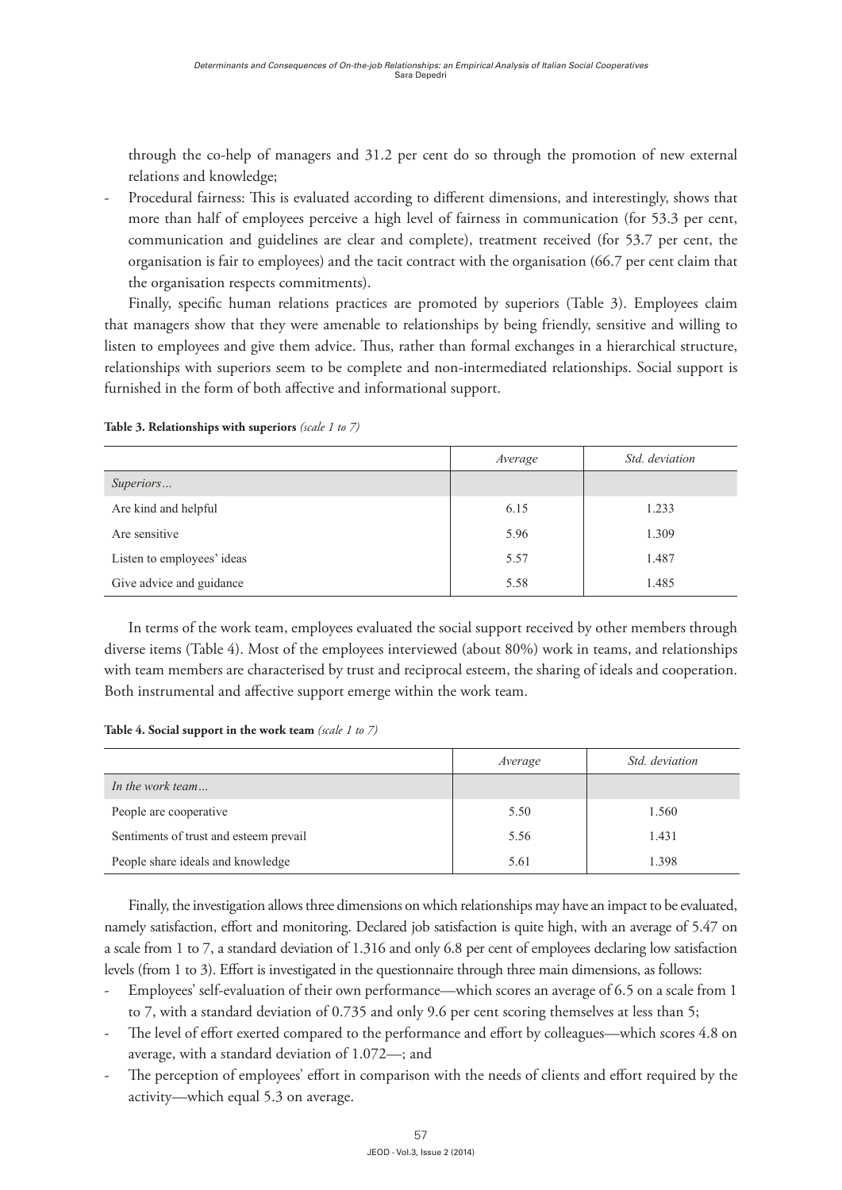through the co-help of managers and 31.2 per cent do so through the promotion of new external relations and knowledge;

- Procedural fairness: This is evaluated according to different dimensions, and interestingly, shows that more than half of employees perceive a high level of fairness in communication (for 53.3 per cent, communication and guidelines are clear and complete), treatment received (for 53.7 per cent, the organisation is fair to employees) and the tacit contract with the organisation (66.7 per cent claim that the organisation respects commitments).

Finally, specific human relations practices are promoted by superiors (Table 3). Employees claim that managers show that they were amenable to relationships by being friendly, sensitive and willing to listen to employees and give them advice. Thus, rather than formal exchanges in a hierarchical structure, relationships with superiors seem to be complete and non-intermediated relationships. Social support is furnished in the form of both affective and informational support.

**Table 3. Relationships with superiors** *(scale 1 to 7)*

| | *Average* | *Std. deviation* |
|---|---|---|
| *Superiors…* | | |
| Are kind and helpful | 6.15 | 1.233 |
| Are sensitive | 5.96 | 1.309 |
| Listen to employees' ideas | 5.57 | 1.487 |
| Give advice and guidance | 5.58 | 1.485 |

In terms of the work team, employees evaluated the social support received by other members through diverse items (Table 4). Most of the employees interviewed (about 80%) work in teams, and relationships with team members are characterised by trust and reciprocal esteem, the sharing of ideals and cooperation. Both instrumental and affective support emerge within the work team.

**Table 4. Social support in the work team** *(scale 1 to 7)*

| | *Average* | *Std. deviation* |
|---|---|---|
| *In the work team…* | | |
| People are cooperative | 5.50 | 1.560 |
| Sentiments of trust and esteem prevail | 5.56 | 1.431 |
| People share ideals and knowledge | 5.61 | 1.398 |

Finally, the investigation allows three dimensions on which relationships may have an impact to be evaluated, namely satisfaction, effort and monitoring. Declared job satisfaction is quite high, with an average of 5.47 on a scale from 1 to 7, a standard deviation of 1.316 and only 6.8 per cent of employees declaring low satisfaction levels (from 1 to 3). Effort is investigated in the questionnaire through three main dimensions, as follows:

- Employees' self-evaluation of their own performance—which scores an average of 6.5 on a scale from 1 to 7, with a standard deviation of 0.735 and only 9.6 per cent scoring themselves at less than 5;
- The level of effort exerted compared to the performance and effort by colleagues—which scores 4.8 on average, with a standard deviation of 1.072—; and
- The perception of employees' effort in comparison with the needs of clients and effort required by the activity—which equal 5.3 on average.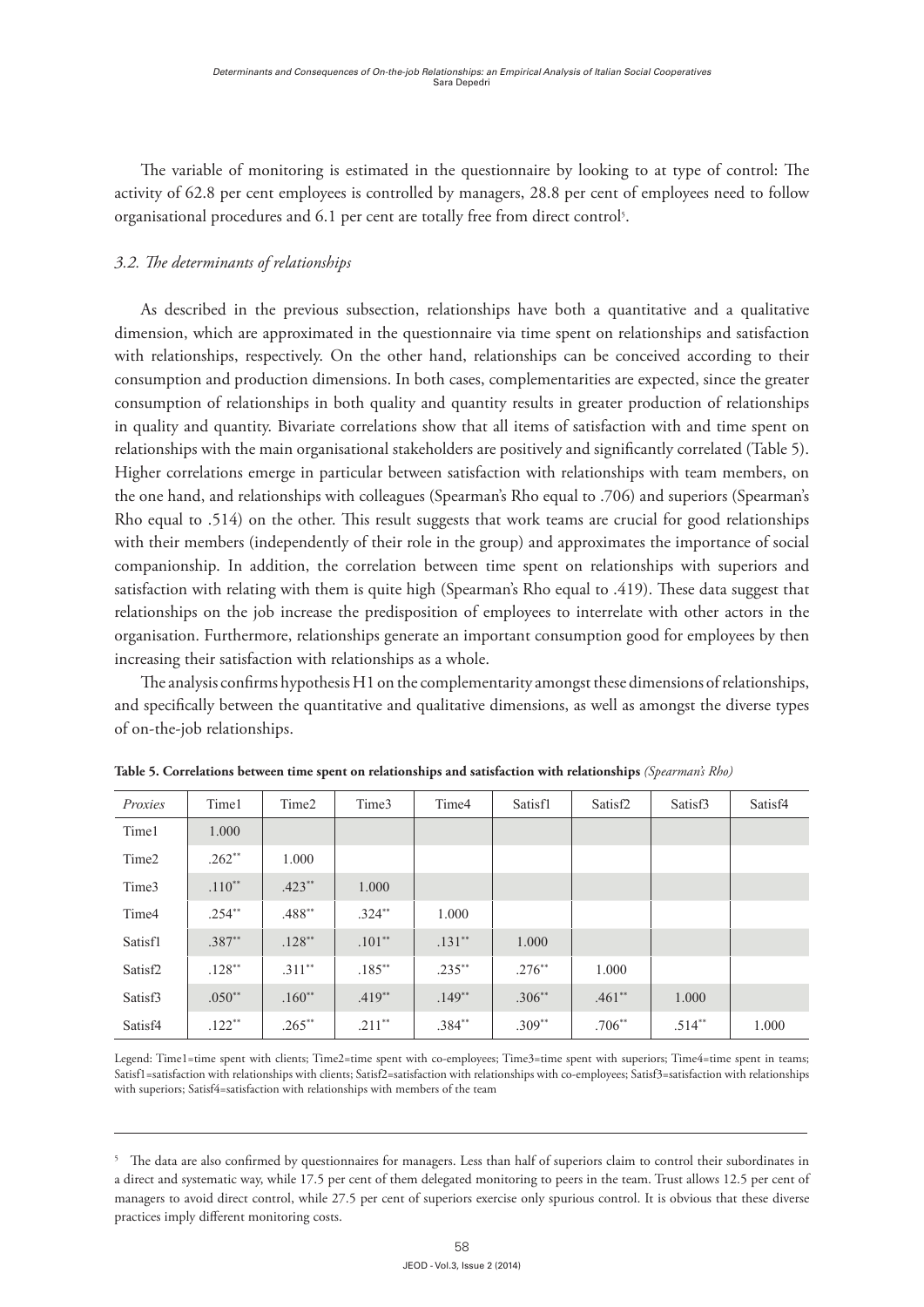The variable of monitoring is estimated in the questionnaire by looking to at type of control: The activity of 62.8 per cent employees is controlled by managers, 28.8 per cent of employees need to follow organisational procedures and 6.1 per cent are totally free from direct control[5].

### *3.2. The determinants of relationships*

As described in the previous subsection, relationships have both a quantitative and a qualitative dimension, which are approximated in the questionnaire via time spent on relationships and satisfaction with relationships, respectively. On the other hand, relationships can be conceived according to their consumption and production dimensions. In both cases, complementarities are expected, since the greater consumption of relationships in both quality and quantity results in greater production of relationships in quality and quantity. Bivariate correlations show that all items of satisfaction with and time spent on relationships with the main organisational stakeholders are positively and significantly correlated (Table 5). Higher correlations emerge in particular between satisfaction with relationships with team members, on the one hand, and relationships with colleagues (Spearman's Rho equal to .706) and superiors (Spearman's Rho equal to .514) on the other. This result suggests that work teams are crucial for good relationships with their members (independently of their role in the group) and approximates the importance of social companionship. In addition, the correlation between time spent on relationships with superiors and satisfaction with relating with them is quite high (Spearman's Rho equal to .419). These data suggest that relationships on the job increase the predisposition of employees to interrelate with other actors in the organisation. Furthermore, relationships generate an important consumption good for employees by then increasing their satisfaction with relationships as a whole.

The analysis confirms hypothesis H1 on the complementarity amongst these dimensions of relationships, and specifically between the quantitative and qualitative dimensions, as well as amongst the diverse types of on-the-job relationships.

**Table 5. Correlations between time spent on relationships and satisfaction with relationships** *(Spearman's Rho)*

| *Proxies* | Time1 | Time2 | Time3 | Time4 | Satisf1 | Satisf2 | Satisf3 | Satisf4 |
|---|---|---|---|---|---|---|---|---|
| Time1 | 1.000 | | | | | | | |
| Time2 | .262** | 1.000 | | | | | | |
| Time3 | .110** | .423** | 1.000 | | | | | |
| Time4 | .254** | .488** | .324** | 1.000 | | | | |
| Satisf1 | .387** | .128** | .101** | .131** | 1.000 | | | |
| Satisf2 | .128** | .311** | .185** | .235** | .276** | 1.000 | | |
| Satisf3 | .050** | .160** | .419** | .149** | .306** | .461** | 1.000 | |
| Satisf4 | .122** | .265** | .211** | .384** | .309** | .706** | .514** | 1.000 |

Legend: Time1=time spent with clients; Time2=time spent with co-employees; Time3=time spent with superiors; Time4=time spent in teams; Satisf1=satisfaction with relationships with clients; Satisf2=satisfaction with relationships with co-employees; Satisf3=satisfaction with relationships with superiors; Satisf4=satisfaction with relationships with members of the team

---

[5] The data are also confirmed by questionnaires for managers. Less than half of superiors claim to control their subordinates in a direct and systematic way, while 17.5 per cent of them delegated monitoring to peers in the team. Trust allows 12.5 per cent of managers to avoid direct control, while 27.5 per cent of superiors exercise only spurious control. It is obvious that these diverse practices imply different monitoring costs.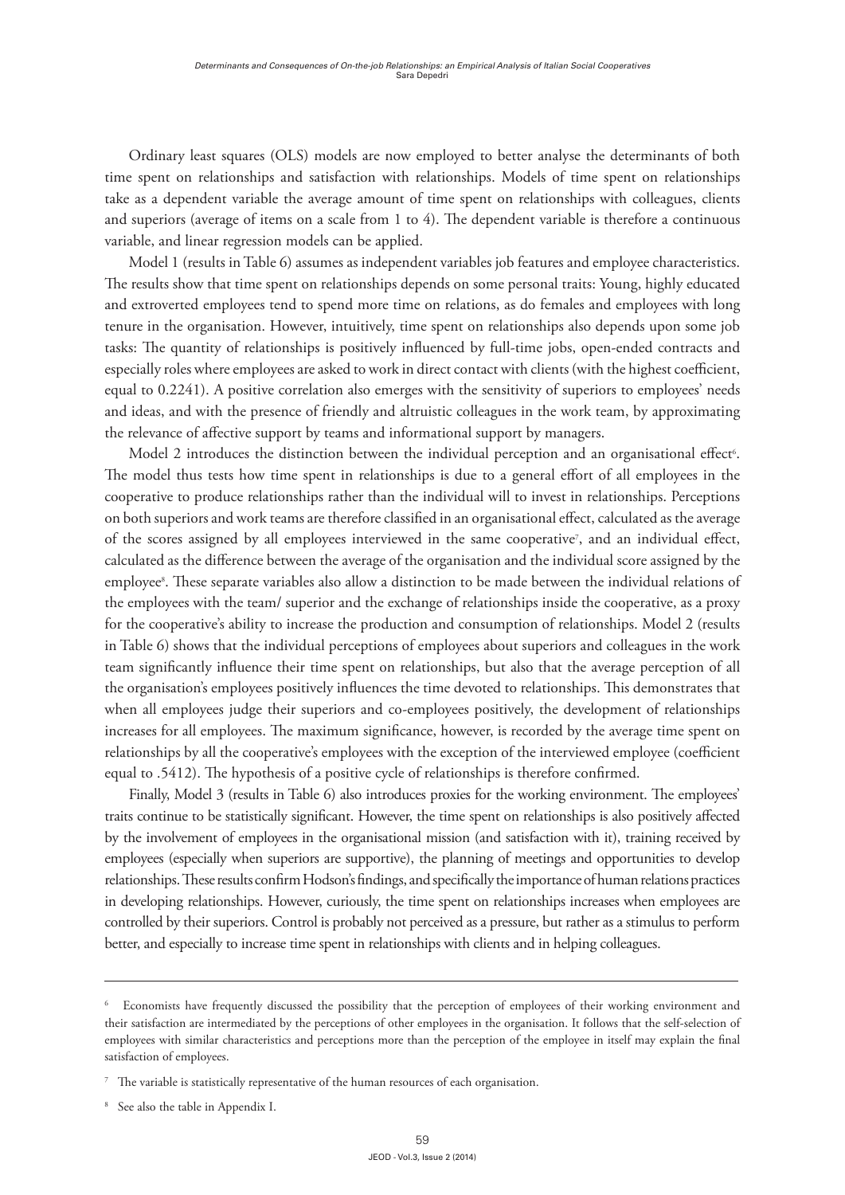Ordinary least squares (OLS) models are now employed to better analyse the determinants of both time spent on relationships and satisfaction with relationships. Models of time spent on relationships take as a dependent variable the average amount of time spent on relationships with colleagues, clients and superiors (average of items on a scale from 1 to 4). The dependent variable is therefore a continuous variable, and linear regression models can be applied.

Model 1 (results in Table 6) assumes as independent variables job features and employee characteristics. The results show that time spent on relationships depends on some personal traits: Young, highly educated and extroverted employees tend to spend more time on relations, as do females and employees with long tenure in the organisation. However, intuitively, time spent on relationships also depends upon some job tasks: The quantity of relationships is positively influenced by full-time jobs, open-ended contracts and especially roles where employees are asked to work in direct contact with clients (with the highest coefficient, equal to 0.2241). A positive correlation also emerges with the sensitivity of superiors to employees' needs and ideas, and with the presence of friendly and altruistic colleagues in the work team, by approximating the relevance of affective support by teams and informational support by managers.

Model 2 introduces the distinction between the individual perception and an organisational effect[6]. The model thus tests how time spent in relationships is due to a general effort of all employees in the cooperative to produce relationships rather than the individual will to invest in relationships. Perceptions on both superiors and work teams are therefore classified in an organisational effect, calculated as the average of the scores assigned by all employees interviewed in the same cooperative[7], and an individual effect, calculated as the difference between the average of the organisation and the individual score assigned by the employee[8]. These separate variables also allow a distinction to be made between the individual relations of the employees with the team/ superior and the exchange of relationships inside the cooperative, as a proxy for the cooperative's ability to increase the production and consumption of relationships. Model 2 (results in Table 6) shows that the individual perceptions of employees about superiors and colleagues in the work team significantly influence their time spent on relationships, but also that the average perception of all the organisation's employees positively influences the time devoted to relationships. This demonstrates that when all employees judge their superiors and co-employees positively, the development of relationships increases for all employees. The maximum significance, however, is recorded by the average time spent on relationships by all the cooperative's employees with the exception of the interviewed employee (coefficient equal to .5412). The hypothesis of a positive cycle of relationships is therefore confirmed.

Finally, Model 3 (results in Table 6) also introduces proxies for the working environment. The employees' traits continue to be statistically significant. However, the time spent on relationships is also positively affected by the involvement of employees in the organisational mission (and satisfaction with it), training received by employees (especially when superiors are supportive), the planning of meetings and opportunities to develop relationships. These results confirm Hodson's findings, and specifically the importance of human relations practices in developing relationships. However, curiously, the time spent on relationships increases when employees are controlled by their superiors. Control is probably not perceived as a pressure, but rather as a stimulus to perform better, and especially to increase time spent in relationships with clients and in helping colleagues.

---

[6] Economists have frequently discussed the possibility that the perception of employees of their working environment and their satisfaction are intermediated by the perceptions of other employees in the organisation. It follows that the self-selection of employees with similar characteristics and perceptions more than the perception of the employee in itself may explain the final satisfaction of employees.

[7] The variable is statistically representative of the human resources of each organisation.

[8] See also the table in Appendix I.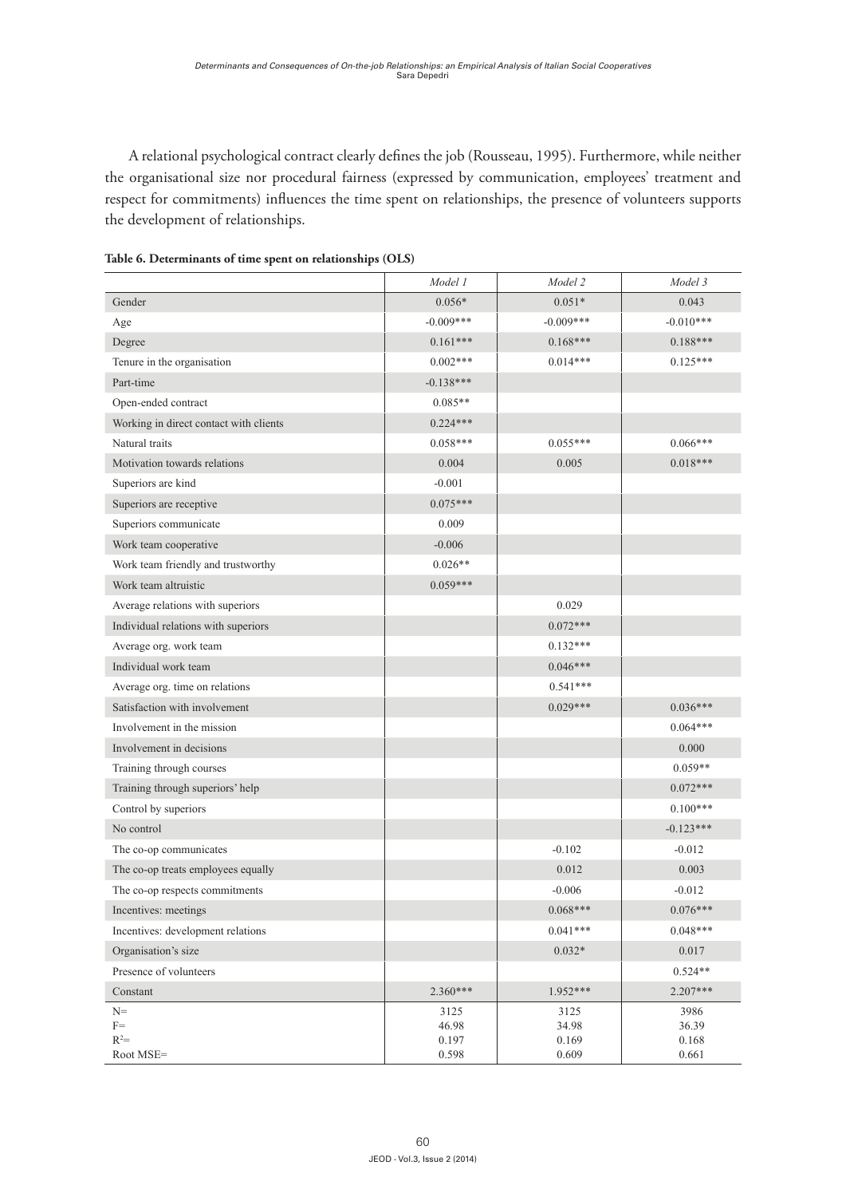A relational psychological contract clearly defines the job (Rousseau, 1995). Furthermore, while neither the organisational size nor procedural fairness (expressed by communication, employees' treatment and respect for commitments) influences the time spent on relationships, the presence of volunteers supports the development of relationships.

**Table 6. Determinants of time spent on relationships (OLS)**

| | *Model 1* | *Model 2* | *Model 3* |
|---|---|---|---|
| Gender | 0.056* | 0.051* | 0.043 |
| Age | -0.009*** | -0.009*** | -0.010*** |
| Degree | 0.161*** | 0.168*** | 0.188*** |
| Tenure in the organisation | 0.002*** | 0.014*** | 0.125*** |
| Part-time | -0.138*** | | |
| Open-ended contract | 0.085** | | |
| Working in direct contact with clients | 0.224*** | | |
| Natural traits | 0.058*** | 0.055*** | 0.066*** |
| Motivation towards relations | 0.004 | 0.005 | 0.018*** |
| Superiors are kind | -0.001 | | |
| Superiors are receptive | 0.075*** | | |
| Superiors communicate | 0.009 | | |
| Work team cooperative | -0.006 | | |
| Work team friendly and trustworthy | 0.026** | | |
| Work team altruistic | 0.059*** | | |
| Average relations with superiors | | 0.029 | |
| Individual relations with superiors | | 0.072*** | |
| Average org. work team | | 0.132*** | |
| Individual work team | | 0.046*** | |
| Average org. time on relations | | 0.541*** | |
| Satisfaction with involvement | | 0.029*** | 0.036*** |
| Involvement in the mission | | | 0.064*** |
| Involvement in decisions | | | 0.000 |
| Training through courses | | | 0.059** |
| Training through superiors' help | | | 0.072*** |
| Control by superiors | | | 0.100*** |
| No control | | | -0.123*** |
| The co-op communicates | | -0.102 | -0.012 |
| The co-op treats employees equally | | 0.012 | 0.003 |
| The co-op respects commitments | | -0.006 | -0.012 |
| Incentives: meetings | | 0.068*** | 0.076*** |
| Incentives: development relations | | 0.041*** | 0.048*** |
| Organisation's size | | 0.032* | 0.017 |
| Presence of volunteers | | | 0.524** |
| Constant | 2.360*** | 1.952*** | 2.207*** |
| N= | 3125 | 3125 | 3986 |
| F= | 46.98 | 34.98 | 36.39 |
| $R^2$= | 0.197 | 0.169 | 0.168 |
| Root MSE= | 0.598 | 0.609 | 0.661 |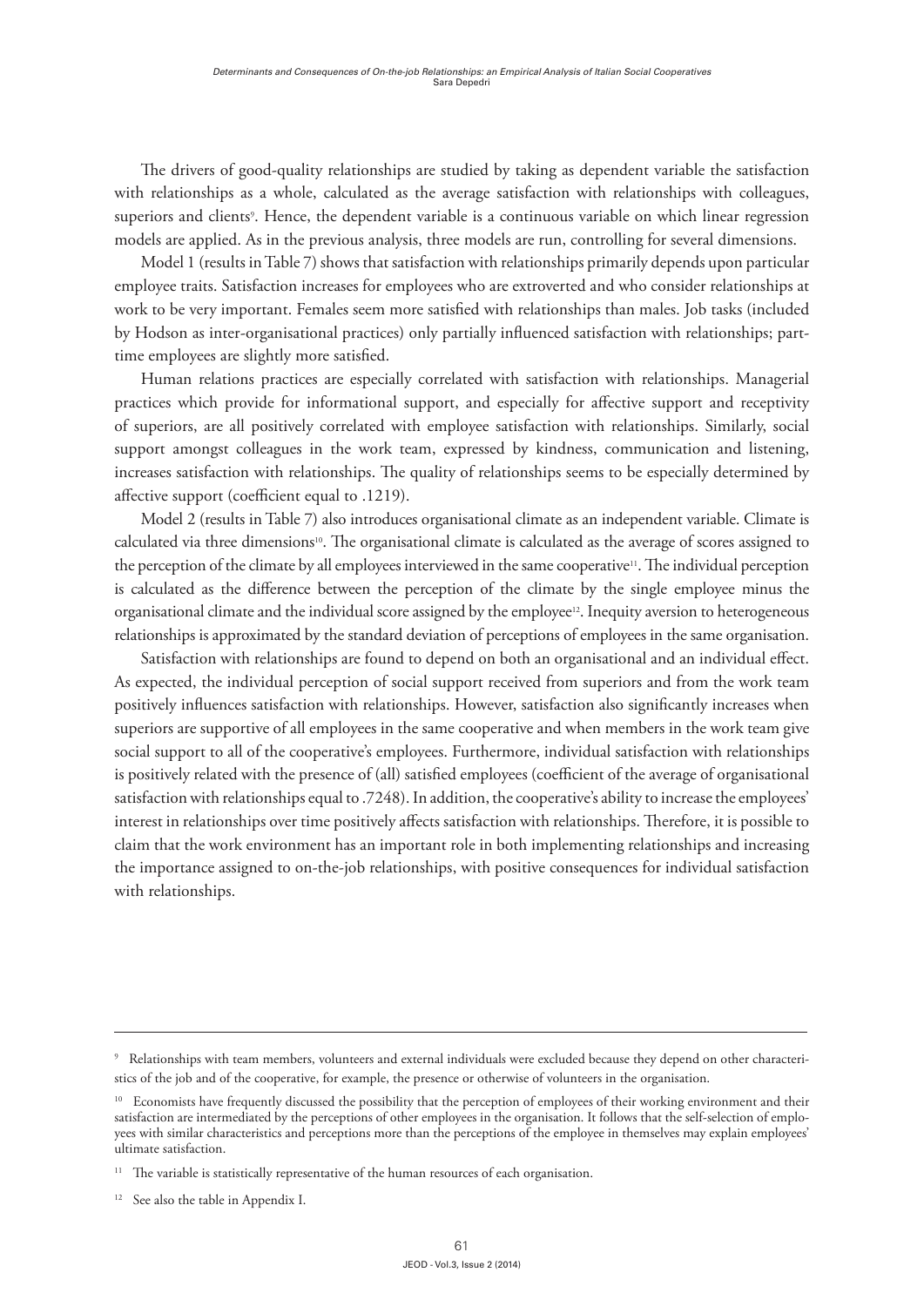The drivers of good-quality relationships are studied by taking as dependent variable the satisfaction with relationships as a whole, calculated as the average satisfaction with relationships with colleagues, superiors and clients[9]. Hence, the dependent variable is a continuous variable on which linear regression models are applied. As in the previous analysis, three models are run, controlling for several dimensions.

Model 1 (results in Table 7) shows that satisfaction with relationships primarily depends upon particular employee traits. Satisfaction increases for employees who are extroverted and who consider relationships at work to be very important. Females seem more satisfied with relationships than males. Job tasks (included by Hodson as inter-organisational practices) only partially influenced satisfaction with relationships; part-time employees are slightly more satisfied.

Human relations practices are especially correlated with satisfaction with relationships. Managerial practices which provide for informational support, and especially for affective support and receptivity of superiors, are all positively correlated with employee satisfaction with relationships. Similarly, social support amongst colleagues in the work team, expressed by kindness, communication and listening, increases satisfaction with relationships. The quality of relationships seems to be especially determined by affective support (coefficient equal to .1219).

Model 2 (results in Table 7) also introduces organisational climate as an independent variable. Climate is calculated via three dimensions[10]. The organisational climate is calculated as the average of scores assigned to the perception of the climate by all employees interviewed in the same cooperative[11]. The individual perception is calculated as the difference between the perception of the climate by the single employee minus the organisational climate and the individual score assigned by the employee[12]. Inequity aversion to heterogeneous relationships is approximated by the standard deviation of perceptions of employees in the same organisation.

Satisfaction with relationships are found to depend on both an organisational and an individual effect. As expected, the individual perception of social support received from superiors and from the work team positively influences satisfaction with relationships. However, satisfaction also significantly increases when superiors are supportive of all employees in the same cooperative and when members in the work team give social support to all of the cooperative's employees. Furthermore, individual satisfaction with relationships is positively related with the presence of (all) satisfied employees (coefficient of the average of organisational satisfaction with relationships equal to .7248). In addition, the cooperative's ability to increase the employees' interest in relationships over time positively affects satisfaction with relationships. Therefore, it is possible to claim that the work environment has an important role in both implementing relationships and increasing the importance assigned to on-the-job relationships, with positive consequences for individual satisfaction with relationships.

---

[9] Relationships with team members, volunteers and external individuals were excluded because they depend on other characteristics of the job and of the cooperative, for example, the presence or otherwise of volunteers in the organisation.

[10] Economists have frequently discussed the possibility that the perception of employees of their working environment and their satisfaction are intermediated by the perceptions of other employees in the organisation. It follows that the self-selection of employees with similar characteristics and perceptions more than the perceptions of the employee in themselves may explain employees' ultimate satisfaction.

[11] The variable is statistically representative of the human resources of each organisation.

[12] See also the table in Appendix I.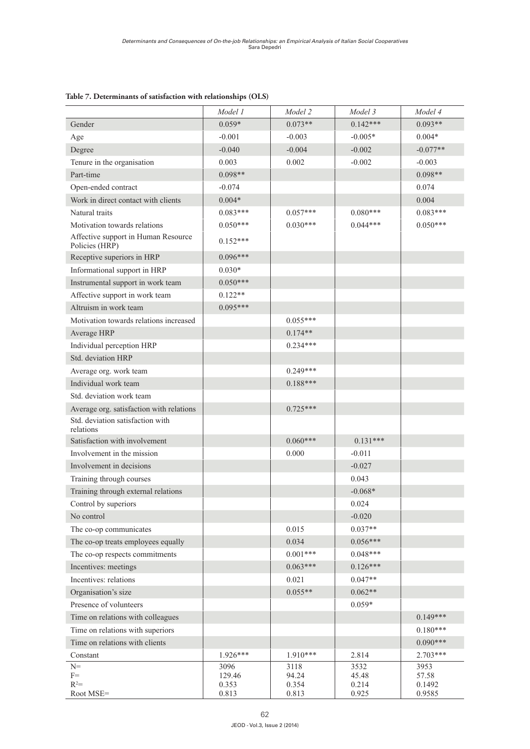**Table 7. Determinants of satisfaction with relationships (OLS)**

| | *Model 1* | *Model 2* | *Model 3* | *Model 4* |
|---|---|---|---|---|
| Gender | 0.059* | 0.073** | 0.142*** | 0.093** |
| Age | -0.001 | -0.003 | -0.005* | 0.004* |
| Degree | -0.040 | -0.004 | -0.002 | -0.077** |
| Tenure in the organisation | 0.003 | 0.002 | -0.002 | -0.003 |
| Part-time | 0.098** | | | 0.098** |
| Open-ended contract | -0.074 | | | 0.074 |
| Work in direct contact with clients | 0.004* | | | 0.004 |
| Natural traits | 0.083*** | 0.057*** | 0.080*** | 0.083*** |
| Motivation towards relations | 0.050*** | 0.030*** | 0.044*** | 0.050*** |
| Affective support in Human Resource Policies (HRP) | 0.152*** | | | |
| Receptive superiors in HRP | 0.096*** | | | |
| Informational support in HRP | 0.030* | | | |
| Instrumental support in work team | 0.050*** | | | |
| Affective support in work team | 0.122** | | | |
| Altruism in work team | 0.095*** | | | |
| Motivation towards relations increased | | 0.055*** | | |
| Average HRP | | 0.174** | | |
| Individual perception HRP | | 0.234*** | | |
| Std. deviation HRP | | | | |
| Average org. work team | | 0.249*** | | |
| Individual work team | | 0.188*** | | |
| Std. deviation work team | | | | |
| Average org. satisfaction with relations | | 0.725*** | | |
| Std. deviation satisfaction with relations | | | | |
| Satisfaction with involvement | | 0.060*** | 0.131*** | |
| Involvement in the mission | | 0.000 | -0.011 | |
| Involvement in decisions | | | -0.027 | |
| Training through courses | | | 0.043 | |
| Training through external relations | | | -0.068* | |
| Control by superiors | | | 0.024 | |
| No control | | | -0.020 | |
| The co-op communicates | | 0.015 | 0.037** | |
| The co-op treats employees equally | | 0.034 | 0.056*** | |
| The co-op respects commitments | | 0.001*** | 0.048*** | |
| Incentives: meetings | | 0.063*** | 0.126*** | |
| Incentives: relations | | 0.021 | 0.047** | |
| Organisation's size | | 0.055** | 0.062** | |
| Presence of volunteers | | | 0.059* | |
| Time on relations with colleagues | | | | 0.149*** |
| Time on relations with superiors | | | | 0.180*** |
| Time on relations with clients | | | | 0.090*** |
| Constant | 1.926*** | 1.910*** | 2.814 | 2.703*** |
| N= | 3096 | 3118 | 3532 | 3953 |
| F= | 129.46 | 94.24 | 45.48 | 57.58 |
| $R^2$= | 0.353 | 0.354 | 0.214 | 0.1492 |
| Root MSE= | 0.813 | 0.813 | 0.925 | 0.9585 |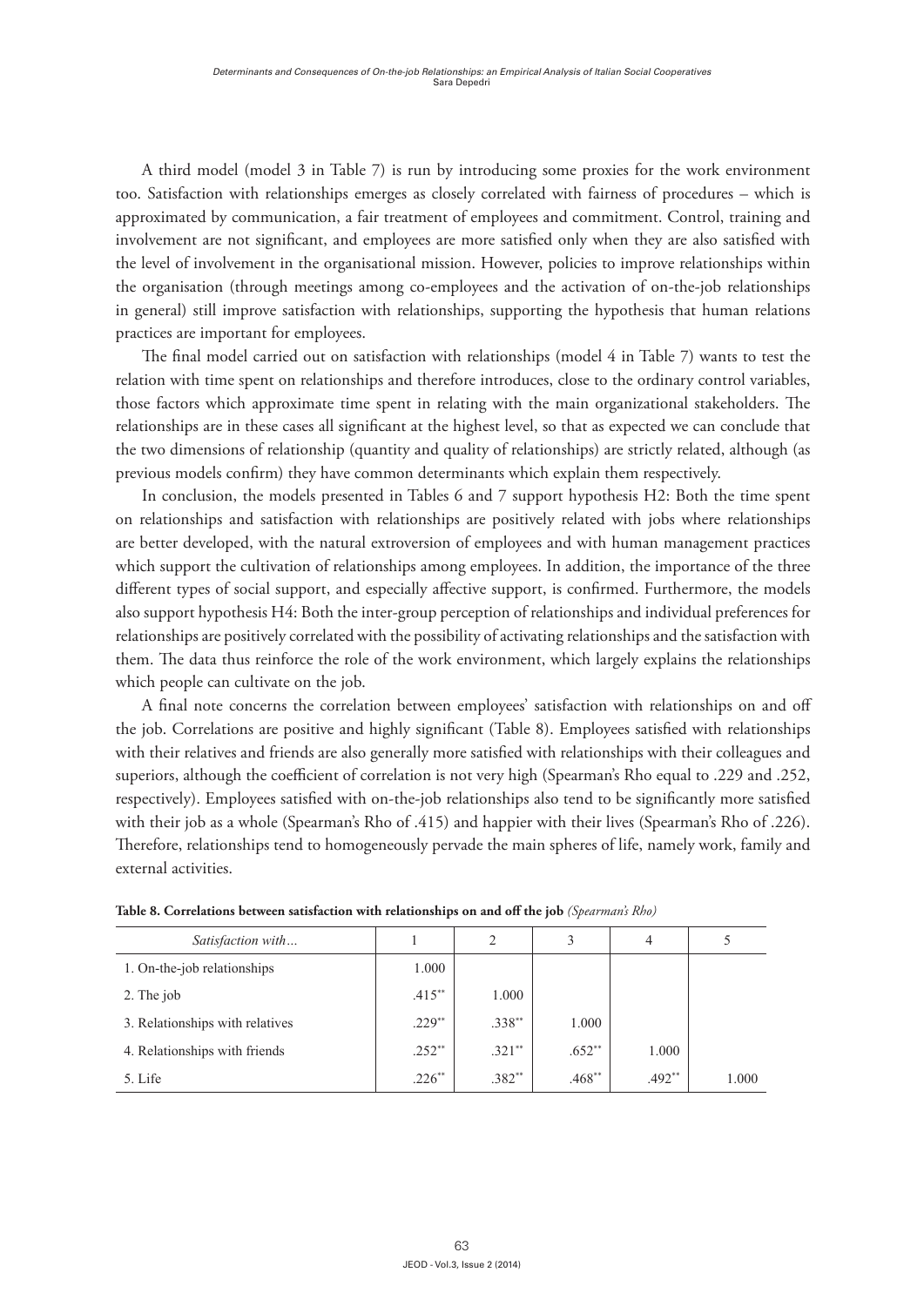A third model (model 3 in Table 7) is run by introducing some proxies for the work environment too. Satisfaction with relationships emerges as closely correlated with fairness of procedures – which is approximated by communication, a fair treatment of employees and commitment. Control, training and involvement are not significant, and employees are more satisfied only when they are also satisfied with the level of involvement in the organisational mission. However, policies to improve relationships within the organisation (through meetings among co-employees and the activation of on-the-job relationships in general) still improve satisfaction with relationships, supporting the hypothesis that human relations practices are important for employees.

The final model carried out on satisfaction with relationships (model 4 in Table 7) wants to test the relation with time spent on relationships and therefore introduces, close to the ordinary control variables, those factors which approximate time spent in relating with the main organizational stakeholders. The relationships are in these cases all significant at the highest level, so that as expected we can conclude that the two dimensions of relationship (quantity and quality of relationships) are strictly related, although (as previous models confirm) they have common determinants which explain them respectively.

In conclusion, the models presented in Tables 6 and 7 support hypothesis H2: Both the time spent on relationships and satisfaction with relationships are positively related with jobs where relationships are better developed, with the natural extroversion of employees and with human management practices which support the cultivation of relationships among employees. In addition, the importance of the three different types of social support, and especially affective support, is confirmed. Furthermore, the models also support hypothesis H4: Both the inter-group perception of relationships and individual preferences for relationships are positively correlated with the possibility of activating relationships and the satisfaction with them. The data thus reinforce the role of the work environment, which largely explains the relationships which people can cultivate on the job.

A final note concerns the correlation between employees' satisfaction with relationships on and off the job. Correlations are positive and highly significant (Table 8). Employees satisfied with relationships with their relatives and friends are also generally more satisfied with relationships with their colleagues and superiors, although the coefficient of correlation is not very high (Spearman's Rho equal to .229 and .252, respectively). Employees satisfied with on-the-job relationships also tend to be significantly more satisfied with their job as a whole (Spearman's Rho of .415) and happier with their lives (Spearman's Rho of .226). Therefore, relationships tend to homogeneously pervade the main spheres of life, namely work, family and external activities.

**Table 8. Correlations between satisfaction with relationships on and off the job** *(Spearman's Rho)*

| *Satisfaction with…* | 1 | 2 | 3 | 4 | 5 |
|---|---|---|---|---|---|
| 1. On-the-job relationships | 1.000 | | | | |
| 2. The job | .415** | 1.000 | | | |
| 3. Relationships with relatives | .229** | .338** | 1.000 | | |
| 4. Relationships with friends | .252** | .321** | .652** | 1.000 | |
| 5. Life | .226** | .382** | .468** | .492** | 1.000 |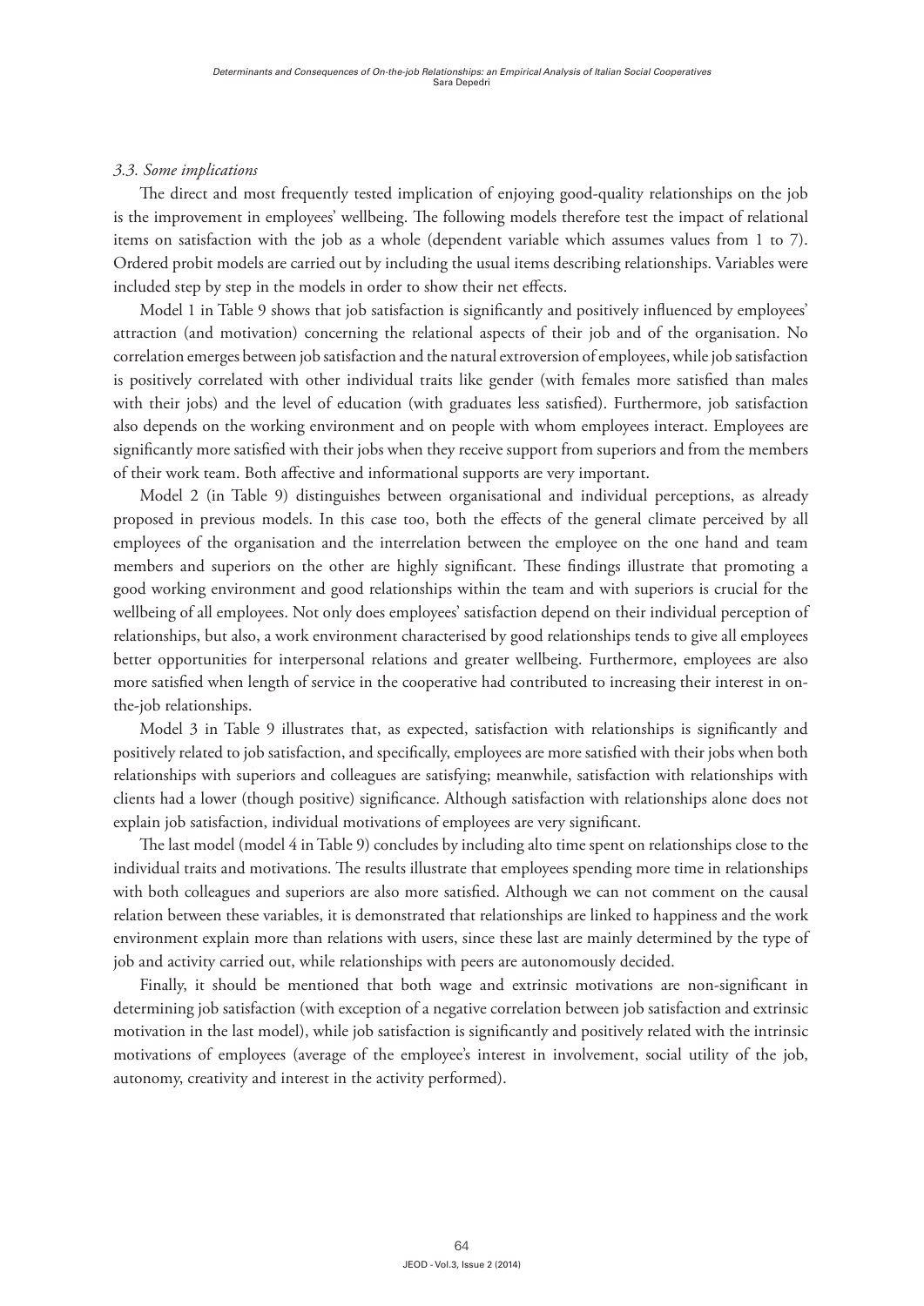### *3.3. Some implications*

The direct and most frequently tested implication of enjoying good-quality relationships on the job is the improvement in employees' wellbeing. The following models therefore test the impact of relational items on satisfaction with the job as a whole (dependent variable which assumes values from 1 to 7). Ordered probit models are carried out by including the usual items describing relationships. Variables were included step by step in the models in order to show their net effects.

Model 1 in Table 9 shows that job satisfaction is significantly and positively influenced by employees' attraction (and motivation) concerning the relational aspects of their job and of the organisation. No correlation emerges between job satisfaction and the natural extroversion of employees, while job satisfaction is positively correlated with other individual traits like gender (with females more satisfied than males with their jobs) and the level of education (with graduates less satisfied). Furthermore, job satisfaction also depends on the working environment and on people with whom employees interact. Employees are significantly more satisfied with their jobs when they receive support from superiors and from the members of their work team. Both affective and informational supports are very important.

Model 2 (in Table 9) distinguishes between organisational and individual perceptions, as already proposed in previous models. In this case too, both the effects of the general climate perceived by all employees of the organisation and the interrelation between the employee on the one hand and team members and superiors on the other are highly significant. These findings illustrate that promoting a good working environment and good relationships within the team and with superiors is crucial for the wellbeing of all employees. Not only does employees' satisfaction depend on their individual perception of relationships, but also, a work environment characterised by good relationships tends to give all employees better opportunities for interpersonal relations and greater wellbeing. Furthermore, employees are also more satisfied when length of service in the cooperative had contributed to increasing their interest in on-the-job relationships.

Model 3 in Table 9 illustrates that, as expected, satisfaction with relationships is significantly and positively related to job satisfaction, and specifically, employees are more satisfied with their jobs when both relationships with superiors and colleagues are satisfying; meanwhile, satisfaction with relationships with clients had a lower (though positive) significance. Although satisfaction with relationships alone does not explain job satisfaction, individual motivations of employees are very significant.

The last model (model 4 in Table 9) concludes by including alto time spent on relationships close to the individual traits and motivations. The results illustrate that employees spending more time in relationships with both colleagues and superiors are also more satisfied. Although we can not comment on the causal relation between these variables, it is demonstrated that relationships are linked to happiness and the work environment explain more than relations with users, since these last are mainly determined by the type of job and activity carried out, while relationships with peers are autonomously decided.

Finally, it should be mentioned that both wage and extrinsic motivations are non-significant in determining job satisfaction (with exception of a negative correlation between job satisfaction and extrinsic motivation in the last model), while job satisfaction is significantly and positively related with the intrinsic motivations of employees (average of the employee's interest in involvement, social utility of the job, autonomy, creativity and interest in the activity performed).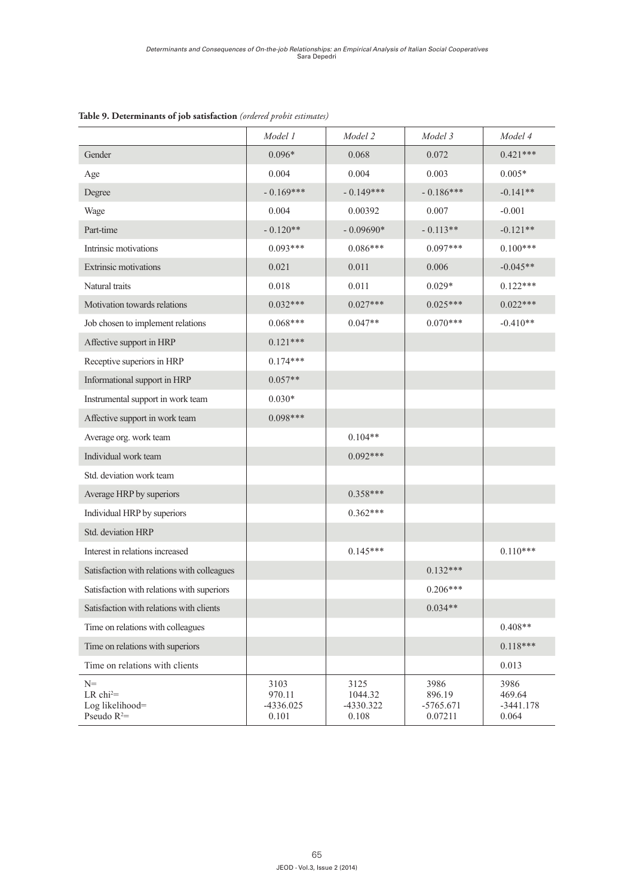**Table 9. Determinants of job satisfaction** *(ordered probit estimates)*

| | *Model 1* | *Model 2* | *Model 3* | *Model 4* |
|---|---|---|---|---|
| Gender | 0.096* | 0.068 | 0.072 | 0.421*** |
| Age | 0.004 | 0.004 | 0.003 | 0.005* |
| Degree | - 0.169*** | - 0.149*** | - 0.186*** | -0.141** |
| Wage | 0.004 | 0.00392 | 0.007 | -0.001 |
| Part-time | - 0.120** | - 0.09690* | - 0.113** | -0.121** |
| Intrinsic motivations | 0.093*** | 0.086*** | 0.097*** | 0.100*** |
| Extrinsic motivations | 0.021 | 0.011 | 0.006 | -0.045** |
| Natural traits | 0.018 | 0.011 | 0.029* | 0.122*** |
| Motivation towards relations | 0.032*** | 0.027*** | 0.025*** | 0.022*** |
| Job chosen to implement relations | 0.068*** | 0.047** | 0.070*** | -0.410** |
| Affective support in HRP | 0.121*** | | | |
| Receptive superiors in HRP | 0.174*** | | | |
| Informational support in HRP | 0.057** | | | |
| Instrumental support in work team | 0.030* | | | |
| Affective support in work team | 0.098*** | | | |
| Average org. work team | | 0.104** | | |
| Individual work team | | 0.092*** | | |
| Std. deviation work team | | | | |
| Average HRP by superiors | | 0.358*** | | |
| Individual HRP by superiors | | 0.362*** | | |
| Std. deviation HRP | | | | |
| Interest in relations increased | | 0.145*** | | 0.110*** |
| Satisfaction with relations with colleagues | | | 0.132*** | |
| Satisfaction with relations with superiors | | | 0.206*** | |
| Satisfaction with relations with clients | | | 0.034** | |
| Time on relations with colleagues | | | | 0.408** |
| Time on relations with superiors | | | | 0.118*** |
| Time on relations with clients | | | | 0.013 |
| N= | 3103 | 3125 | 3986 | 3986 |
| LR $chi^2$= | 970.11 | 1044.32 | 896.19 | 469.64 |
| Log likelihood= | -4336.025 | -4330.322 | -5765.671 | -3441.178 |
| Pseudo $R^2$= | 0.101 | 0.108 | 0.07211 | 0.064 |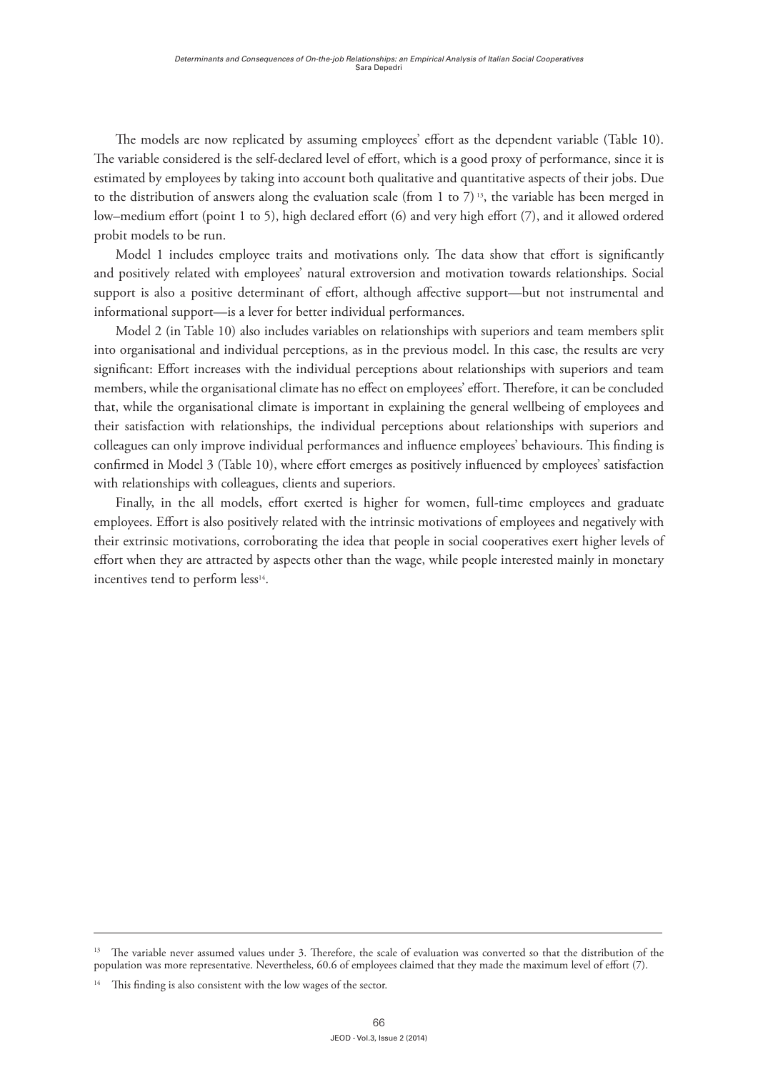The models are now replicated by assuming employees' effort as the dependent variable (Table 10). The variable considered is the self-declared level of effort, which is a good proxy of performance, since it is estimated by employees by taking into account both qualitative and quantitative aspects of their jobs. Due to the distribution of answers along the evaluation scale (from 1 to 7)[13], the variable has been merged in low–medium effort (point 1 to 5), high declared effort (6) and very high effort (7), and it allowed ordered probit models to be run.

Model 1 includes employee traits and motivations only. The data show that effort is significantly and positively related with employees' natural extroversion and motivation towards relationships. Social support is also a positive determinant of effort, although affective support—but not instrumental and informational support—is a lever for better individual performances.

Model 2 (in Table 10) also includes variables on relationships with superiors and team members split into organisational and individual perceptions, as in the previous model. In this case, the results are very significant: Effort increases with the individual perceptions about relationships with superiors and team members, while the organisational climate has no effect on employees' effort. Therefore, it can be concluded that, while the organisational climate is important in explaining the general wellbeing of employees and their satisfaction with relationships, the individual perceptions about relationships with superiors and colleagues can only improve individual performances and influence employees' behaviours. This finding is confirmed in Model 3 (Table 10), where effort emerges as positively influenced by employees' satisfaction with relationships with colleagues, clients and superiors.

Finally, in the all models, effort exerted is higher for women, full-time employees and graduate employees. Effort is also positively related with the intrinsic motivations of employees and negatively with their extrinsic motivations, corroborating the idea that people in social cooperatives exert higher levels of effort when they are attracted by aspects other than the wage, while people interested mainly in monetary incentives tend to perform less[14].

---

[13] The variable never assumed values under 3. Therefore, the scale of evaluation was converted so that the distribution of the population was more representative. Nevertheless, 60.6 of employees claimed that they made the maximum level of effort (7).

[14] This finding is also consistent with the low wages of the sector.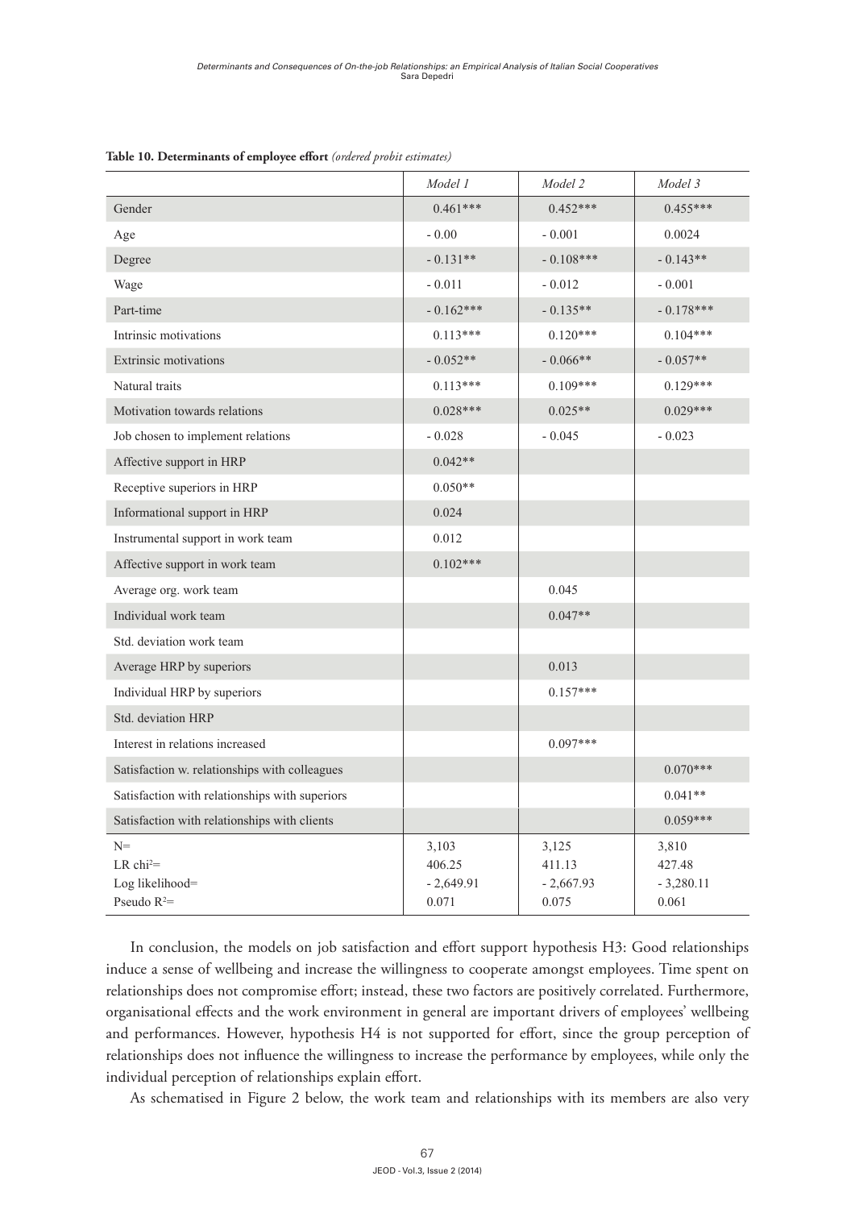**Table 10. Determinants of employee effort** *(ordered probit estimates)*

| | *Model 1* | *Model 2* | *Model 3* |
|---|---|---|---|
| Gender | 0.461*** | 0.452*** | 0.455*** |
| Age | - 0.00 | - 0.001 | 0.0024 |
| Degree | - 0.131** | - 0.108*** | - 0.143** |
| Wage | - 0.011 | - 0.012 | - 0.001 |
| Part-time | - 0.162*** | - 0.135** | - 0.178*** |
| Intrinsic motivations | 0.113*** | 0.120*** | 0.104*** |
| Extrinsic motivations | - 0.052** | - 0.066** | - 0.057** |
| Natural traits | 0.113*** | 0.109*** | 0.129*** |
| Motivation towards relations | 0.028*** | 0.025** | 0.029*** |
| Job chosen to implement relations | - 0.028 | - 0.045 | - 0.023 |
| Affective support in HRP | 0.042** | | |
| Receptive superiors in HRP | 0.050** | | |
| Informational support in HRP | 0.024 | | |
| Instrumental support in work team | 0.012 | | |
| Affective support in work team | 0.102*** | | |
| Average org. work team | | 0.045 | |
| Individual work team | | 0.047** | |
| Std. deviation work team | | | |
| Average HRP by superiors | | 0.013 | |
| Individual HRP by superiors | | 0.157*** | |
| Std. deviation HRP | | | |
| Interest in relations increased | | 0.097*** | |
| Satisfaction w. relationships with colleagues | | | 0.070*** |
| Satisfaction with relationships with superiors | | | 0.041** |
| Satisfaction with relationships with clients | | | 0.059*** |
| N= | 3,103 | 3,125 | 3,810 |
| LR $chi^2$= | 406.25 | 411.13 | 427.48 |
| Log likelihood= | - 2,649.91 | - 2,667.93 | - 3,280.11 |
| Pseudo $R^2$= | 0.071 | 0.075 | 0.061 |

In conclusion, the models on job satisfaction and effort support hypothesis H3: Good relationships induce a sense of wellbeing and increase the willingness to cooperate amongst employees. Time spent on relationships does not compromise effort; instead, these two factors are positively correlated. Furthermore, organisational effects and the work environment in general are important drivers of employees' wellbeing and performances. However, hypothesis H4 is not supported for effort, since the group perception of relationships does not influence the willingness to increase the performance by employees, while only the individual perception of relationships explain effort.

As schematised in Figure 2 below, the work team and relationships with its members are also very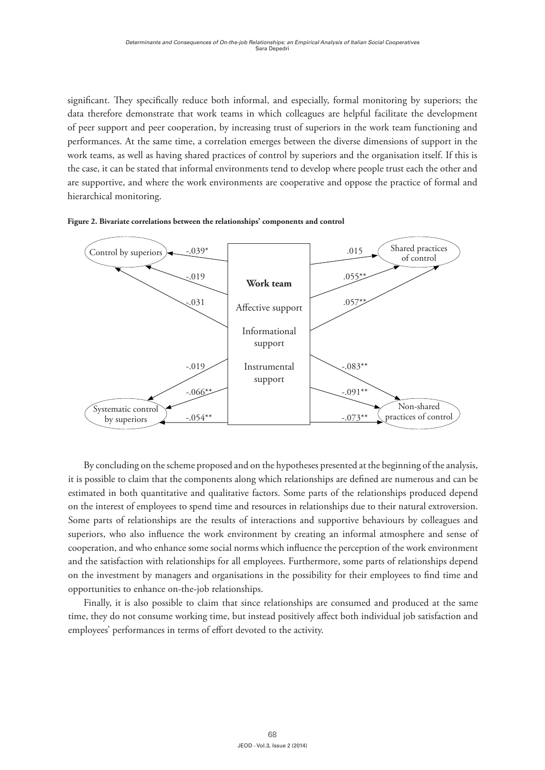significant. They specifically reduce both informal, and especially, formal monitoring by superiors; the data therefore demonstrate that work teams in which colleagues are helpful facilitate the development of peer support and peer cooperation, by increasing trust of superiors in the work team functioning and performances. At the same time, a correlation emerges between the diverse dimensions of support in the work teams, as well as having shared practices of control by superiors and the organisation itself. If this is the case, it can be stated that informal environments tend to develop where people trust each the other and are supportive, and where the work environments are cooperative and oppose the practice of formal and hierarchical monitoring.

**Figure 2. Bivariate correlations between the relationships' components and control**

Control by superiors: -.039*, -.019, -.031

Shared practices of control: .015, .055**, .057**

**Work team**

Affective support

Informational support

Instrumental support

Systematic control by superiors: -.019, -.066**, -.054**

Non-shared practices of control: -.083**, -.091**, -.073**

By concluding on the scheme proposed and on the hypotheses presented at the beginning of the analysis, it is possible to claim that the components along which relationships are defined are numerous and can be estimated in both quantitative and qualitative factors. Some parts of the relationships produced depend on the interest of employees to spend time and resources in relationships due to their natural extroversion. Some parts of relationships are the results of interactions and supportive behaviours by colleagues and superiors, who also influence the work environment by creating an informal atmosphere and sense of cooperation, and who enhance some social norms which influence the perception of the work environment and the satisfaction with relationships for all employees. Furthermore, some parts of relationships depend on the investment by managers and organisations in the possibility for their employees to find time and opportunities to enhance on-the-job relationships.

Finally, it is also possible to claim that since relationships are consumed and produced at the same time, they do not consume working time, but instead positively affect both individual job satisfaction and employees' performances in terms of effort devoted to the activity.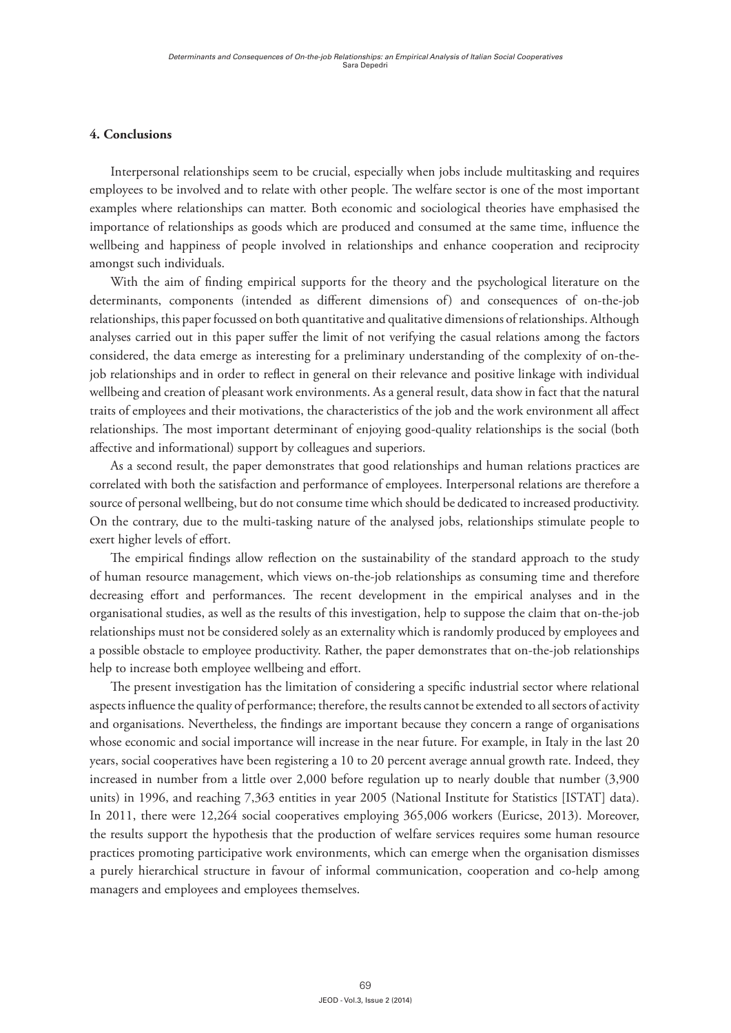## 4. Conclusions

Interpersonal relationships seem to be crucial, especially when jobs include multitasking and requires employees to be involved and to relate with other people. The welfare sector is one of the most important examples where relationships can matter. Both economic and sociological theories have emphasised the importance of relationships as goods which are produced and consumed at the same time, influence the wellbeing and happiness of people involved in relationships and enhance cooperation and reciprocity amongst such individuals.

With the aim of finding empirical supports for the theory and the psychological literature on the determinants, components (intended as different dimensions of) and consequences of on-the-job relationships, this paper focussed on both quantitative and qualitative dimensions of relationships. Although analyses carried out in this paper suffer the limit of not verifying the casual relations among the factors considered, the data emerge as interesting for a preliminary understanding of the complexity of on-the-job relationships and in order to reflect in general on their relevance and positive linkage with individual wellbeing and creation of pleasant work environments. As a general result, data show in fact that the natural traits of employees and their motivations, the characteristics of the job and the work environment all affect relationships. The most important determinant of enjoying good-quality relationships is the social (both affective and informational) support by colleagues and superiors.

As a second result, the paper demonstrates that good relationships and human relations practices are correlated with both the satisfaction and performance of employees. Interpersonal relations are therefore a source of personal wellbeing, but do not consume time which should be dedicated to increased productivity. On the contrary, due to the multi-tasking nature of the analysed jobs, relationships stimulate people to exert higher levels of effort.

The empirical findings allow reflection on the sustainability of the standard approach to the study of human resource management, which views on-the-job relationships as consuming time and therefore decreasing effort and performances. The recent development in the empirical analyses and in the organisational studies, as well as the results of this investigation, help to suppose the claim that on-the-job relationships must not be considered solely as an externality which is randomly produced by employees and a possible obstacle to employee productivity. Rather, the paper demonstrates that on-the-job relationships help to increase both employee wellbeing and effort.

The present investigation has the limitation of considering a specific industrial sector where relational aspects influence the quality of performance; therefore, the results cannot be extended to all sectors of activity and organisations. Nevertheless, the findings are important because they concern a range of organisations whose economic and social importance will increase in the near future. For example, in Italy in the last 20 years, social cooperatives have been registering a 10 to 20 percent average annual growth rate. Indeed, they increased in number from a little over 2,000 before regulation up to nearly double that number (3,900 units) in 1996, and reaching 7,363 entities in year 2005 (National Institute for Statistics [ISTAT] data). In 2011, there were 12,264 social cooperatives employing 365,006 workers (Euricse, 2013). Moreover, the results support the hypothesis that the production of welfare services requires some human resource practices promoting participative work environments, which can emerge when the organisation dismisses a purely hierarchical structure in favour of informal communication, cooperation and co-help among managers and employees and employees themselves.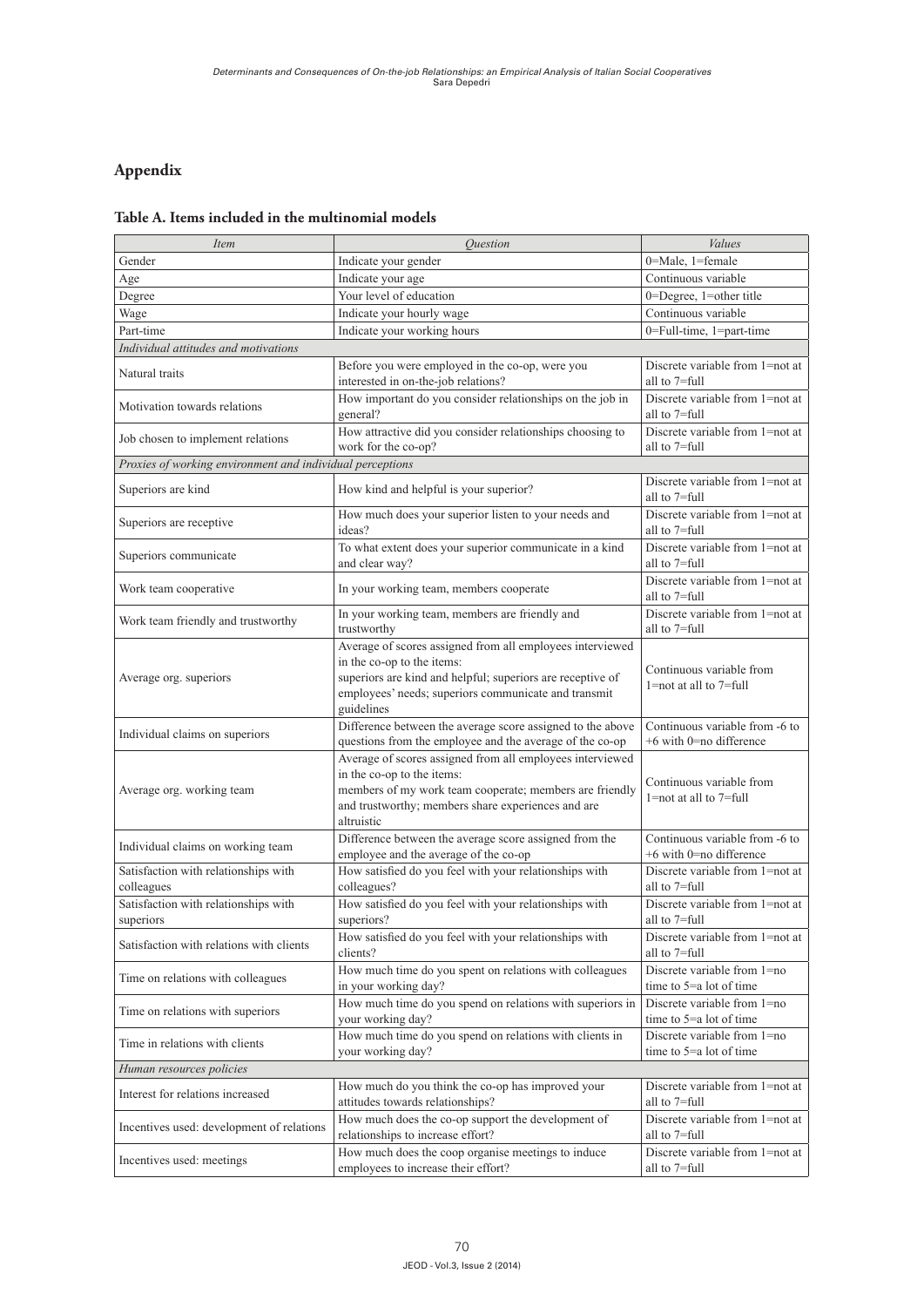## Appendix

### Table A. Items included in the multinomial models

| *Item* | *Question* | *Values* |
|---|---|---|
| Gender | Indicate your gender | 0=Male, 1=female |
| Age | Indicate your age | Continuous variable |
| Degree | Your level of education | 0=Degree, 1=other title |
| Wage | Indicate your hourly wage | Continuous variable |
| Part-time | Indicate your working hours | 0=Full-time, 1=part-time |
| *Individual attitudes and motivations* | | |
| Natural traits | Before you were employed in the co-op, were you interested in on-the-job relations? | Discrete variable from 1=not at all to 7=full |
| Motivation towards relations | How important do you consider relationships on the job in general? | Discrete variable from 1=not at all to 7=full |
| Job chosen to implement relations | How attractive did you consider relationships choosing to work for the co-op? | Discrete variable from 1=not at all to 7=full |
| *Proxies of working environment and individual perceptions* | | |
| Superiors are kind | How kind and helpful is your superior? | Discrete variable from 1=not at all to 7=full |
| Superiors are receptive | How much does your superior listen to your needs and ideas? | Discrete variable from 1=not at all to 7=full |
| Superiors communicate | To what extent does your superior communicate in a kind and clear way? | Discrete variable from 1=not at all to 7=full |
| Work team cooperative | In your working team, members cooperate | Discrete variable from 1=not at all to 7=full |
| Work team friendly and trustworthy | In your working team, members are friendly and trustworthy | Discrete variable from 1=not at all to 7=full |
| Average org. superiors | Average of scores assigned from all employees interviewed in the co-op to the items: superiors are kind and helpful; superiors are receptive of employees' needs; superiors communicate and transmit guidelines | Continuous variable from 1=not at all to 7=full |
| Individual claims on superiors | Difference between the average score assigned to the above questions from the employee and the average of the co-op | Continuous variable from -6 to +6 with 0=no difference |
| Average org. working team | Average of scores assigned from all employees interviewed in the co-op to the items: members of my work team cooperate; members are friendly and trustworthy; members share experiences and are altruistic | Continuous variable from 1=not at all to 7=full |
| Individual claims on working team | Difference between the average score assigned from the employee and the average of the co-op | Continuous variable from -6 to +6 with 0=no difference |
| Satisfaction with relationships with colleagues | How satisfied do you feel with your relationships with colleagues? | Discrete variable from 1=not at all to 7=full |
| Satisfaction with relationships with superiors | How satisfied do you feel with your relationships with superiors? | Discrete variable from 1=not at all to 7=full |
| Satisfaction with relations with clients | How satisfied do you feel with your relationships with clients? | Discrete variable from 1=not at all to 7=full |
| Time on relations with colleagues | How much time do you spent on relations with colleagues in your working day? | Discrete variable from 1=no time to 5=a lot of time |
| Time on relations with superiors | How much time do you spend on relations with superiors in your working day? | Discrete variable from 1=no time to 5=a lot of time |
| Time in relations with clients | How much time do you spend on relations with clients in your working day? | Discrete variable from 1=no time to 5=a lot of time |
| *Human resources policies* | | |
| Interest for relations increased | How much do you think the co-op has improved your attitudes towards relationships? | Discrete variable from 1=not at all to 7=full |
| Incentives used: development of relations | How much does the co-op support the development of relationships to increase effort? | Discrete variable from 1=not at all to 7=full |
| Incentives used: meetings | How much does the coop organise meetings to induce employees to increase their effort? | Discrete variable from 1=not at all to 7=full |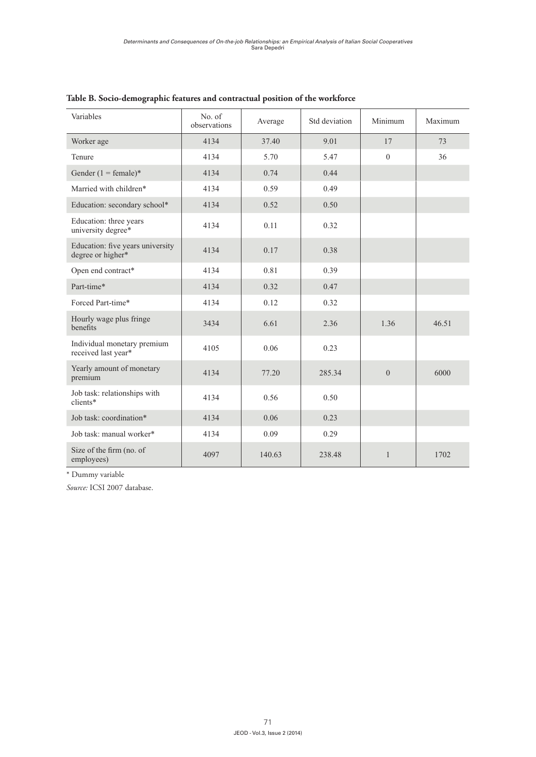**Table B. Socio-demographic features and contractual position of the workforce**

| Variables | No. of observations | Average | Std deviation | Minimum | Maximum |
|---|---|---|---|---|---|
| Worker age | 4134 | 37.40 | 9.01 | 17 | 73 |
| Tenure | 4134 | 5.70 | 5.47 | 0 | 36 |
| Gender (1 = female)* | 4134 | 0.74 | 0.44 | | |
| Married with children* | 4134 | 0.59 | 0.49 | | |
| Education: secondary school* | 4134 | 0.52 | 0.50 | | |
| Education: three years university degree* | 4134 | 0.11 | 0.32 | | |
| Education: five years university degree or higher* | 4134 | 0.17 | 0.38 | | |
| Open end contract* | 4134 | 0.81 | 0.39 | | |
| Part-time* | 4134 | 0.32 | 0.47 | | |
| Forced Part-time* | 4134 | 0.12 | 0.32 | | |
| Hourly wage plus fringe benefits | 3434 | 6.61 | 2.36 | 1.36 | 46.51 |
| Individual monetary premium received last year* | 4105 | 0.06 | 0.23 | | |
| Yearly amount of monetary premium | 4134 | 77.20 | 285.34 | 0 | 6000 |
| Job task: relationships with clients* | 4134 | 0.56 | 0.50 | | |
| Job task: coordination* | 4134 | 0.06 | 0.23 | | |
| Job task: manual worker* | 4134 | 0.09 | 0.29 | | |
| Size of the firm (no. of employees) | 4097 | 140.63 | 238.48 | 1 | 1702 |

* Dummy variable

*Source:* ICSI 2007 database.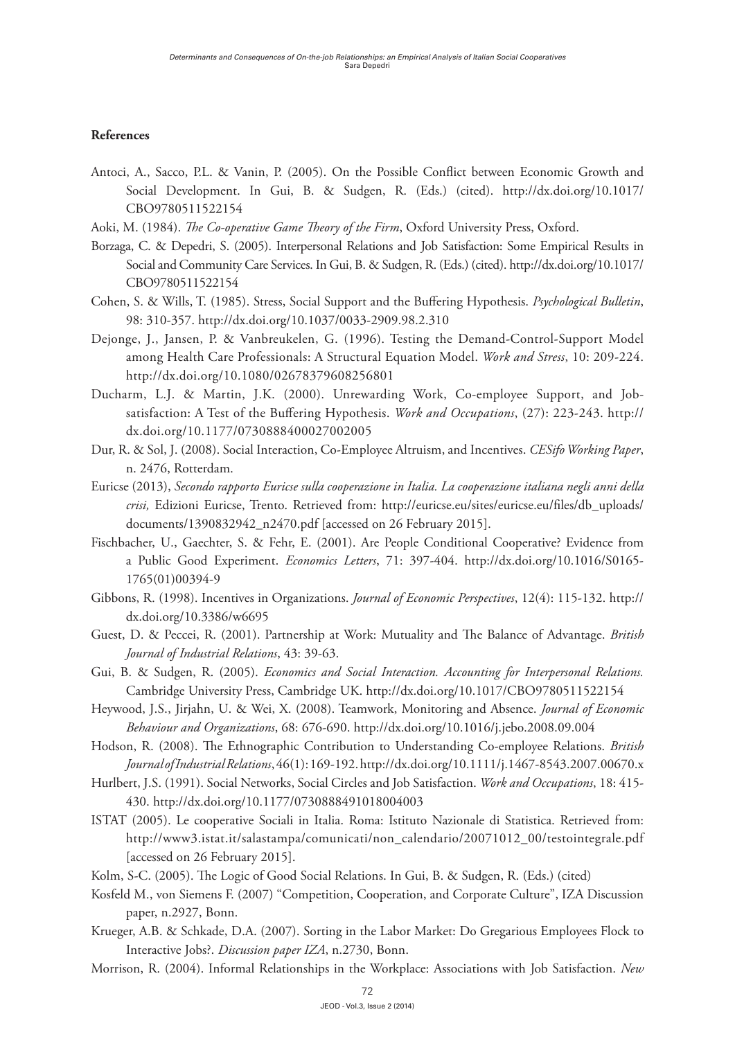### References

Antoci, A., Sacco, P.L. & Vanin, P. (2005). On the Possible Conflict between Economic Growth and Social Development. In Gui, B. & Sudgen, R. (Eds.) (cited). http://dx.doi.org/10.1017/CBO9780511522154

Aoki, M. (1984). *The Co-operative Game Theory of the Firm*, Oxford University Press, Oxford.

Borzaga, C. & Depedri, S. (2005). Interpersonal Relations and Job Satisfaction: Some Empirical Results in Social and Community Care Services. In Gui, B. & Sudgen, R. (Eds.) (cited). http://dx.doi.org/10.1017/CBO9780511522154

Cohen, S. & Wills, T. (1985). Stress, Social Support and the Buffering Hypothesis. *Psychological Bulletin*, 98: 310-357. http://dx.doi.org/10.1037/0033-2909.98.2.310

Dejonge, J., Jansen, P. & Vanbreukelen, G. (1996). Testing the Demand-Control-Support Model among Health Care Professionals: A Structural Equation Model. *Work and Stress*, 10: 209-224. http://dx.doi.org/10.1080/02678379608256801

Ducharm, L.J. & Martin, J.K. (2000). Unrewarding Work, Co-employee Support, and Job-satisfaction: A Test of the Buffering Hypothesis. *Work and Occupations*, (27): 223-243. http://dx.doi.org/10.1177/0730888400027002005

Dur, R. & Sol, J. (2008). Social Interaction, Co-Employee Altruism, and Incentives. *CESifo Working Paper*, n. 2476, Rotterdam.

Euricse (2013), *Secondo rapporto Euricse sulla cooperazione in Italia. La cooperazione italiana negli anni della crisi,* Edizioni Euricse, Trento. Retrieved from: http://euricse.eu/sites/euricse.eu/files/db_uploads/documents/1390832942_n2470.pdf [accessed on 26 February 2015].

Fischbacher, U., Gaechter, S. & Fehr, E. (2001). Are People Conditional Cooperative? Evidence from a Public Good Experiment. *Economics Letters*, 71: 397-404. http://dx.doi.org/10.1016/S0165-1765(01)00394-9

Gibbons, R. (1998). Incentives in Organizations. *Journal of Economic Perspectives*, 12(4): 115-132. http://dx.doi.org/10.3386/w6695

Guest, D. & Peccei, R. (2001). Partnership at Work: Mutuality and The Balance of Advantage. *British Journal of Industrial Relations*, 43: 39-63.

Gui, B. & Sudgen, R. (2005). *Economics and Social Interaction. Accounting for Interpersonal Relations.* Cambridge University Press, Cambridge UK. http://dx.doi.org/10.1017/CBO9780511522154

Heywood, J.S., Jirjahn, U. & Wei, X. (2008). Teamwork, Monitoring and Absence. *Journal of Economic Behaviour and Organizations*, 68: 676-690. http://dx.doi.org/10.1016/j.jebo.2008.09.004

Hodson, R. (2008). The Ethnographic Contribution to Understanding Co-employee Relations. *British Journal of Industrial Relations*, 46(1): 169-192. http://dx.doi.org/10.1111/j.1467-8543.2007.00670.x

Hurlbert, J.S. (1991). Social Networks, Social Circles and Job Satisfaction. *Work and Occupations*, 18: 415-430. http://dx.doi.org/10.1177/0730888491018004003

ISTAT (2005). Le cooperative Sociali in Italia. Roma: Istituto Nazionale di Statistica. Retrieved from: http://www3.istat.it/salastampa/comunicati/non_calendario/20071012_00/testointegrale.pdf [accessed on 26 February 2015].

Kolm, S-C. (2005). The Logic of Good Social Relations. In Gui, B. & Sudgen, R. (Eds.) (cited)

Kosfeld M., von Siemens F. (2007) "Competition, Cooperation, and Corporate Culture", IZA Discussion paper, n.2927, Bonn.

Krueger, A.B. & Schkade, D.A. (2007). Sorting in the Labor Market: Do Gregarious Employees Flock to Interactive Jobs?. *Discussion paper IZA*, n.2730, Bonn.

Morrison, R. (2004). Informal Relationships in the Workplace: Associations with Job Satisfaction. *New*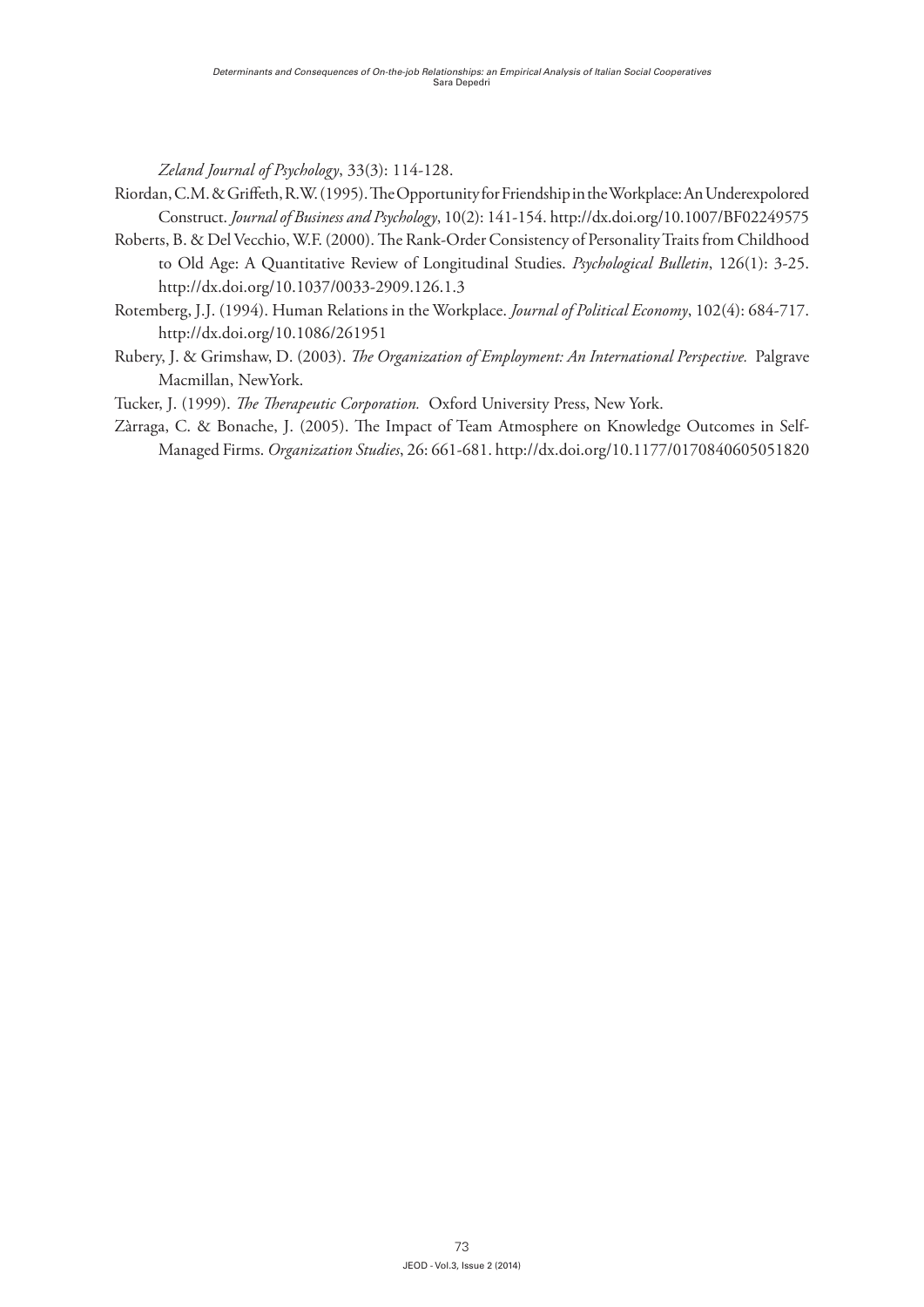*Zeland Journal of Psychology*, 33(3): 114-128.

Riordan, C.M. & Griffeth, R.W. (1995). The Opportunity for Friendship in the Workplace: An Underexpolored Construct. *Journal of Business and Psychology*, 10(2): 141-154. http://dx.doi.org/10.1007/BF02249575

Roberts, B. & Del Vecchio, W.F. (2000). The Rank-Order Consistency of Personality Traits from Childhood to Old Age: A Quantitative Review of Longitudinal Studies. *Psychological Bulletin*, 126(1): 3-25. http://dx.doi.org/10.1037/0033-2909.126.1.3

Rotemberg, J.J. (1994). Human Relations in the Workplace. *Journal of Political Economy*, 102(4): 684-717. http://dx.doi.org/10.1086/261951

Rubery, J. & Grimshaw, D. (2003). *The Organization of Employment: An International Perspective.* Palgrave Macmillan, NewYork.

Tucker, J. (1999). *The Therapeutic Corporation.* Oxford University Press, New York.

Zàrraga, C. & Bonache, J. (2005). The Impact of Team Atmosphere on Knowledge Outcomes in Self-Managed Firms. *Organization Studies*, 26: 661-681. http://dx.doi.org/10.1177/0170840605051820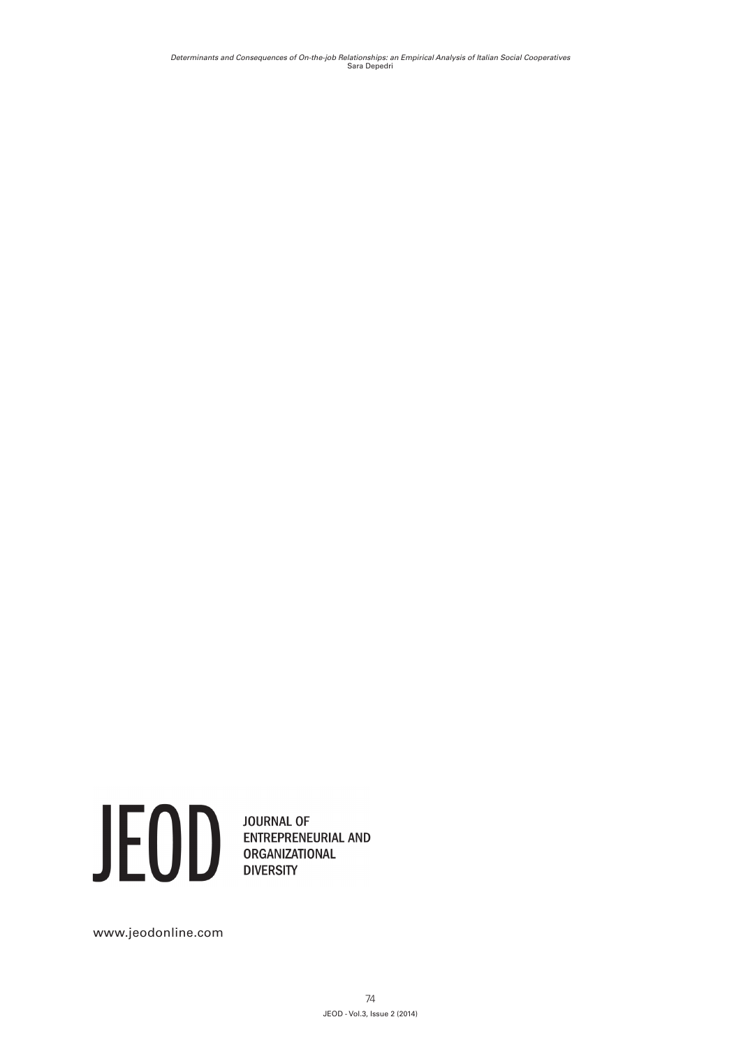JEOD JOURNAL OF ENTREPRENEURIAL AND ORGANIZATIONAL DIVERSITY

www.jeodonline.com